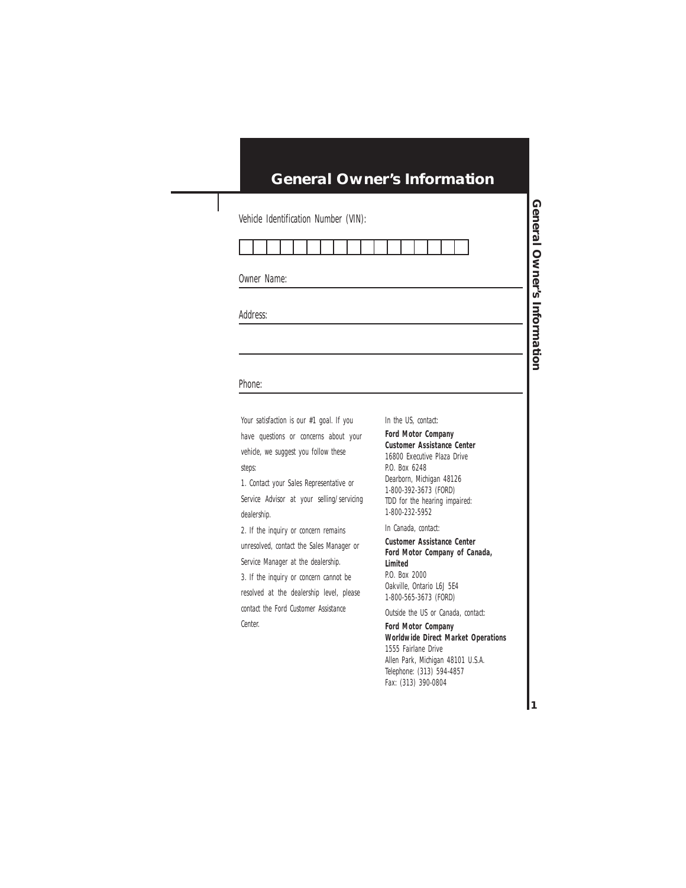# General Owner's Information

Vehicle Identification Number (VIN):

| | | | | | | | | | | | | | | | | |
|---|---|---|---|---|---|---|---|---|---|---|---|---|---|---|---|---|

Owner Name: ______________________________

Address: ______________________________

______________________________

Phone: ______________________________

Your satisfaction is our #1 goal. If you have questions or concerns about your vehicle, we suggest you follow these steps:

1. Contact your Sales Representative or Service Advisor at your selling/servicing dealership.
2. If the inquiry or concern remains unresolved, contact the Sales Manager or Service Manager at the dealership.
3. If the inquiry or concern cannot be resolved at the dealership level, please contact the Ford Customer Assistance Center.

In the US, contact:

**Ford Motor Company**
**Customer Assistance Center**
16800 Executive Plaza Drive
P.O. Box 6248
Dearborn, Michigan 48126
1-800-392-3673 (FORD)
TDD for the hearing impaired:
1-800-232-5952

In Canada, contact:

**Customer Assistance Center**
**Ford Motor Company of Canada, Limited**
P.O. Box 2000
Oakville, Ontario L6J 5E4
1-800-565-3673 (FORD)

Outside the US or Canada, contact:

**Ford Motor Company**
**Worldwide Direct Market Operations**
1555 Fairlane Drive
Allen Park, Michigan 48101 U.S.A.
Telephone: (313) 594-4857
Fax: (313) 390-0804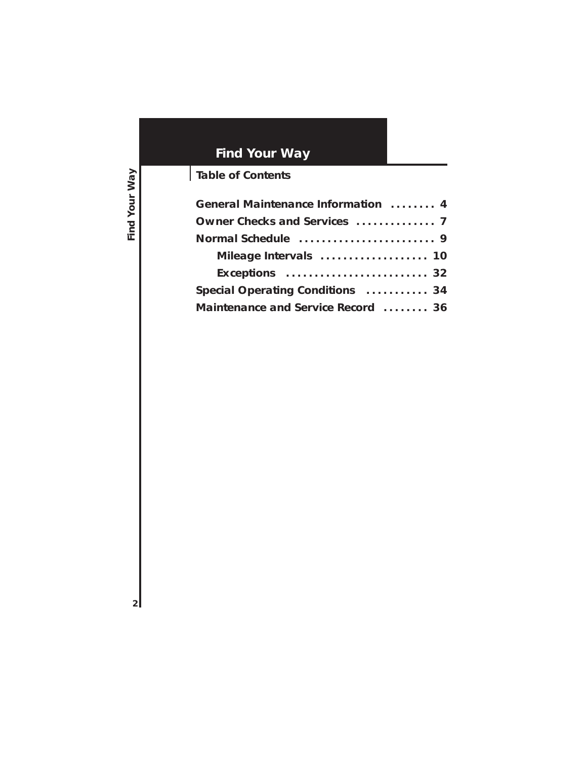# Find Your Way

## Table of Contents

**General Maintenance Information** ........ 4

**Owner Checks and Services** .............. 7

**Normal Schedule** ......................... 9

- **Mileage Intervals** ................... 10
- **Exceptions** .......................... 32

**Special Operating Conditions** ........... 34

**Maintenance and Service Record** ........ 36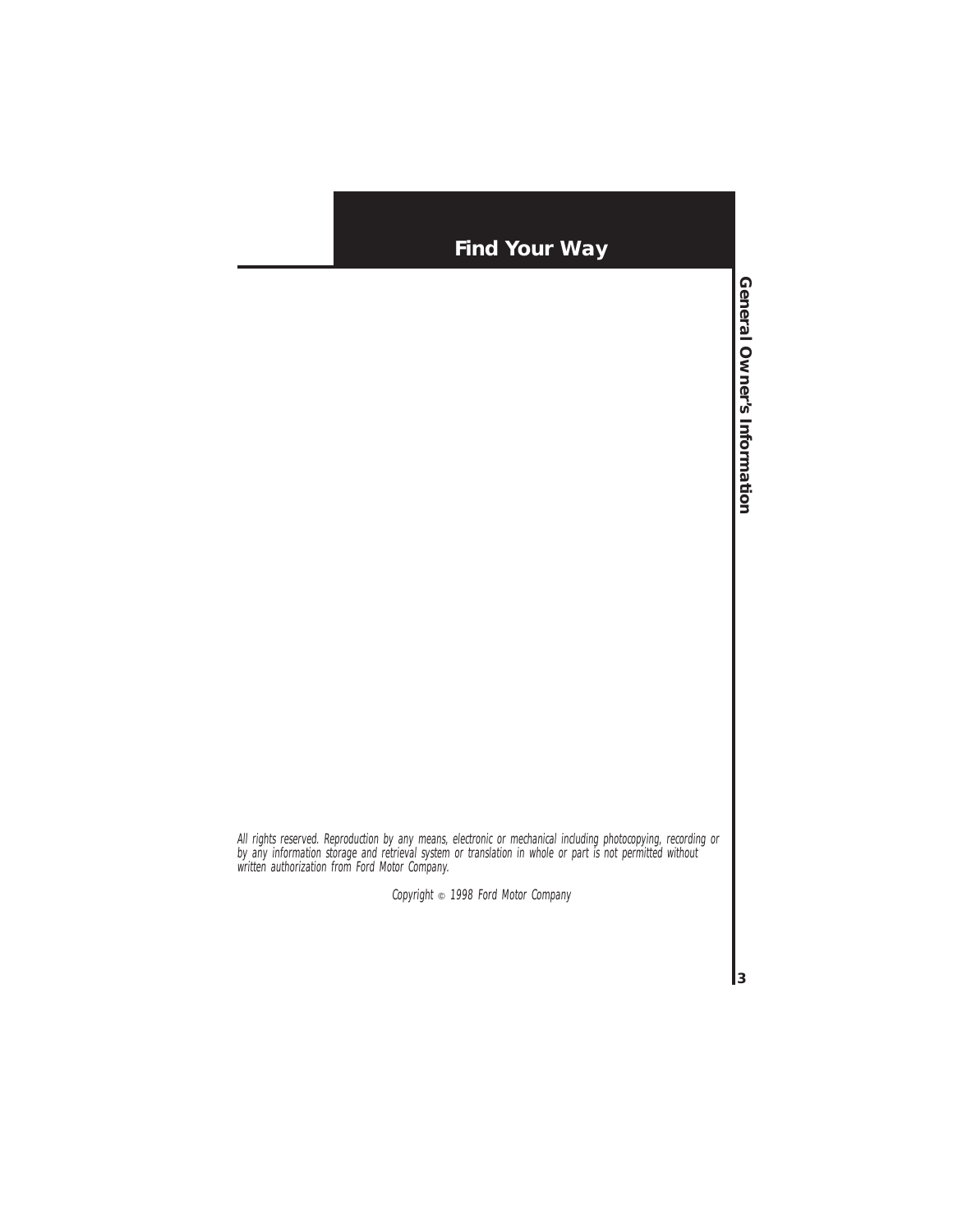# Find Your Way

*All rights reserved. Reproduction by any means, electronic or mechanical including photocopying, recording or by any information storage and retrieval system or translation in whole or part is not permitted without written authorization from Ford Motor Company.*

*Copyright © 1998 Ford Motor Company*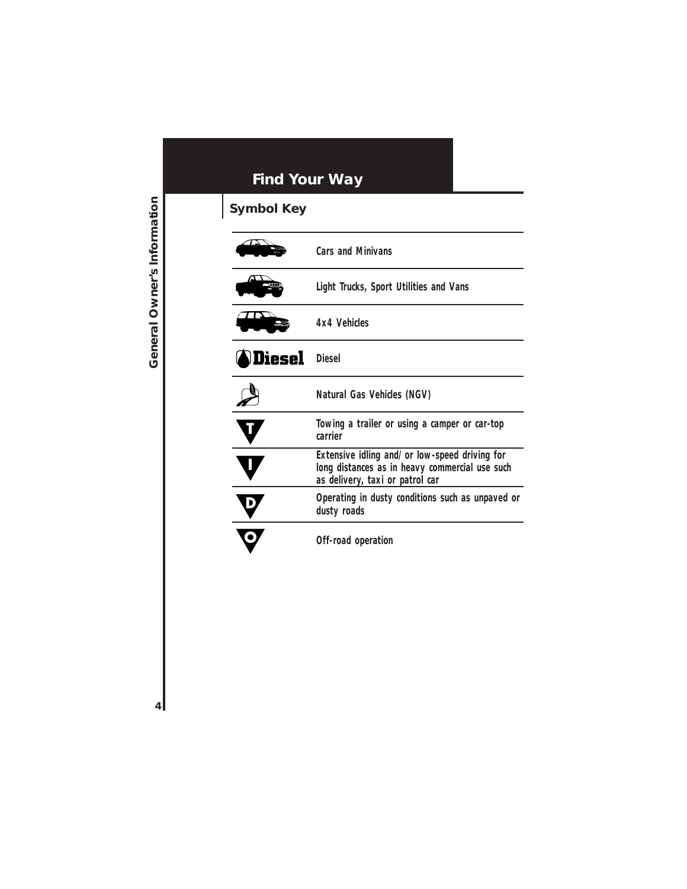# Find Your Way

## Symbol Key

| Symbol | Meaning |
| --- | --- |
| | Cars and Minivans |
| | Light Trucks, Sport Utilities and Vans |
| | 4x4 Vehicles |
| Diesel | Diesel |
| | Natural Gas Vehicles (NGV) |
| T | Towing a trailer or using a camper or car-top carrier |
| I | Extensive idling and/or low-speed driving for long distances as in heavy commercial use such as delivery, taxi or patrol car |
| D | Operating in dusty conditions such as unpaved or dusty roads |
| O | Off-road operation |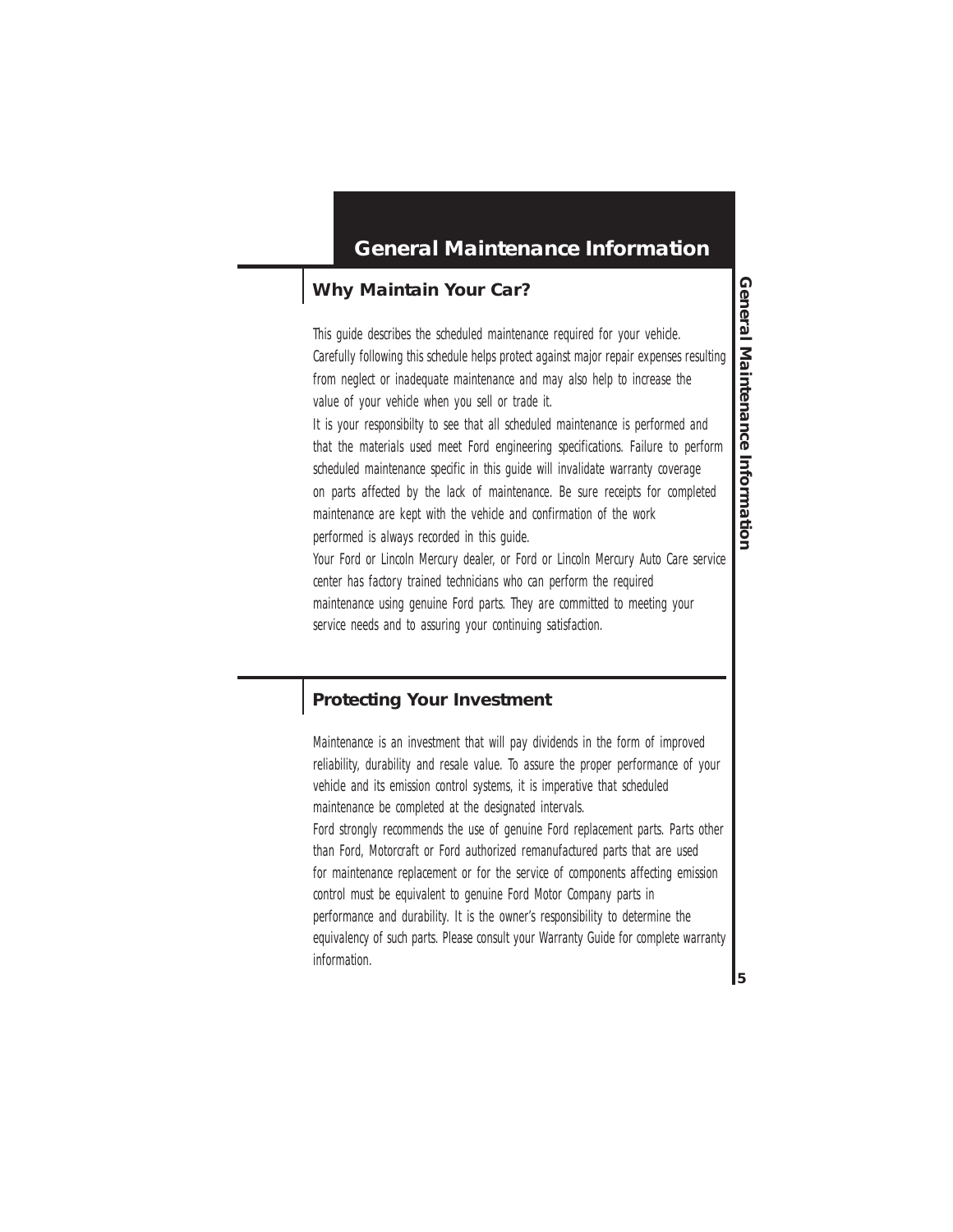# General Maintenance Information

## Why Maintain Your Car?

This guide describes the scheduled maintenance required for your vehicle. Carefully following this schedule helps protect against major repair expenses resulting from neglect or inadequate maintenance and may also help to increase the value of your vehicle when you sell or trade it.

It is your responsibilty to see that all scheduled maintenance is performed and that the materials used meet Ford engineering specifications. Failure to perform scheduled maintenance specific in this guide will invalidate warranty coverage on parts affected by the lack of maintenance. Be sure receipts for completed maintenance are kept with the vehicle and confirmation of the work performed is always recorded in this guide.

Your Ford or Lincoln Mercury dealer, or Ford or Lincoln Mercury Auto Care service center has factory trained technicians who can perform the required maintenance using genuine Ford parts. They are committed to meeting your service needs and to assuring your continuing satisfaction.

## Protecting Your Investment

Maintenance is an investment that will pay dividends in the form of improved reliability, durability and resale value. To assure the proper performance of your vehicle and its emission control systems, it is imperative that scheduled maintenance be completed at the designated intervals.

Ford strongly recommends the use of genuine Ford replacement parts. Parts other than Ford, Motorcraft or Ford authorized remanufactured parts that are used for maintenance replacement or for the service of components affecting emission control must be equivalent to genuine Ford Motor Company parts in performance and durability. It is the owner's responsibility to determine the equivalency of such parts. Please consult your Warranty Guide for complete warranty information.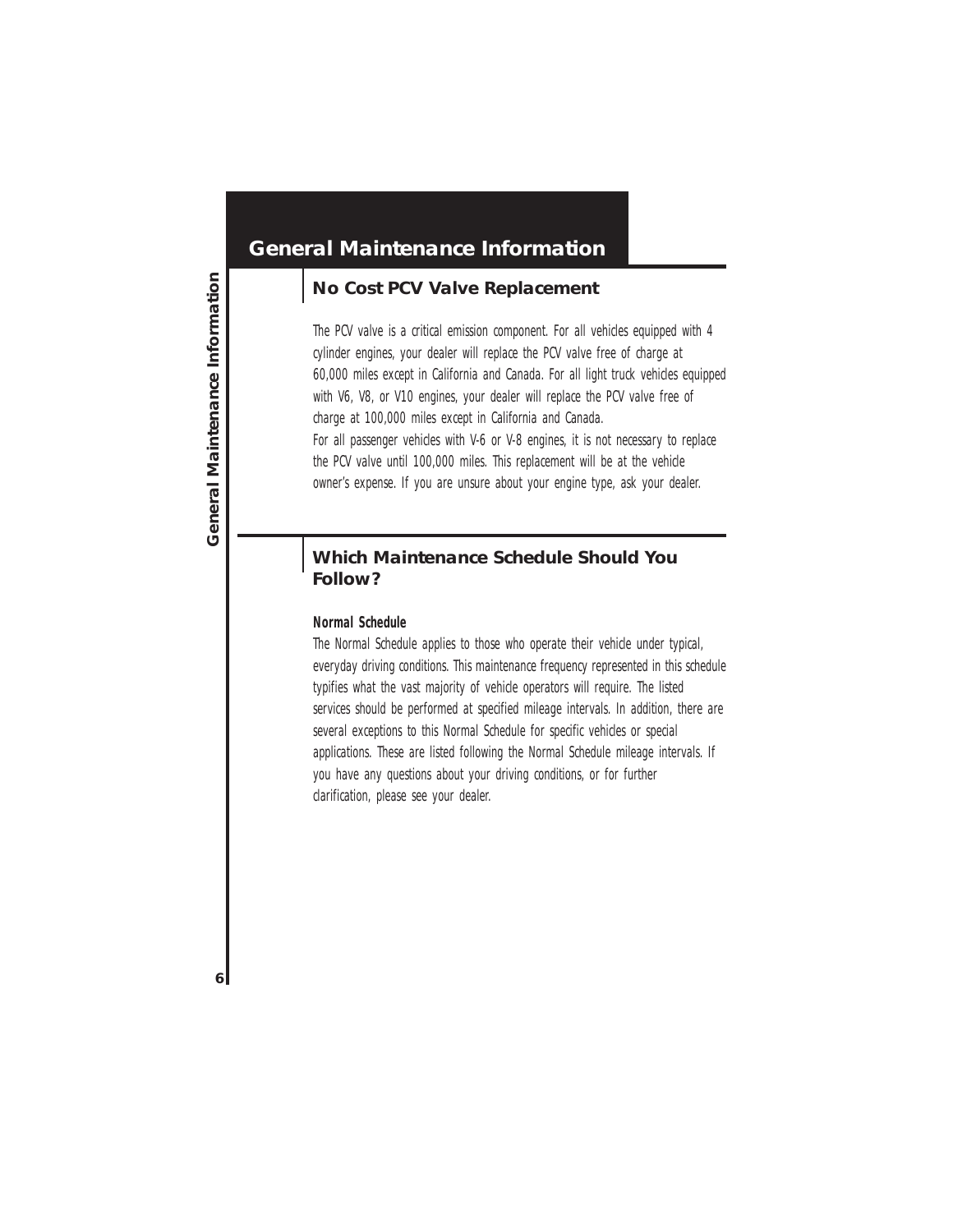# General Maintenance Information

## No Cost PCV Valve Replacement

The PCV valve is a critical emission component. For all vehicles equipped with 4 cylinder engines, your dealer will replace the PCV valve free of charge at 60,000 miles except in California and Canada. For all light truck vehicles equipped with V6, V8, or V10 engines, your dealer will replace the PCV valve free of charge at 100,000 miles except in California and Canada.

For all passenger vehicles with V-6 or V-8 engines, it is not necessary to replace the PCV valve until 100,000 miles. This replacement will be at the vehicle owner's expense. If you are unsure about your engine type, ask your dealer.

## Which Maintenance Schedule Should You Follow?

**Normal Schedule**

The Normal Schedule applies to those who operate their vehicle under typical, everyday driving conditions. This maintenance frequency represented in this schedule typifies what the vast majority of vehicle operators will require. The listed services should be performed at specified mileage intervals. In addition, there are several exceptions to this Normal Schedule for specific vehicles or special applications. These are listed following the Normal Schedule mileage intervals. If you have any questions about your driving conditions, or for further clarification, please see your dealer.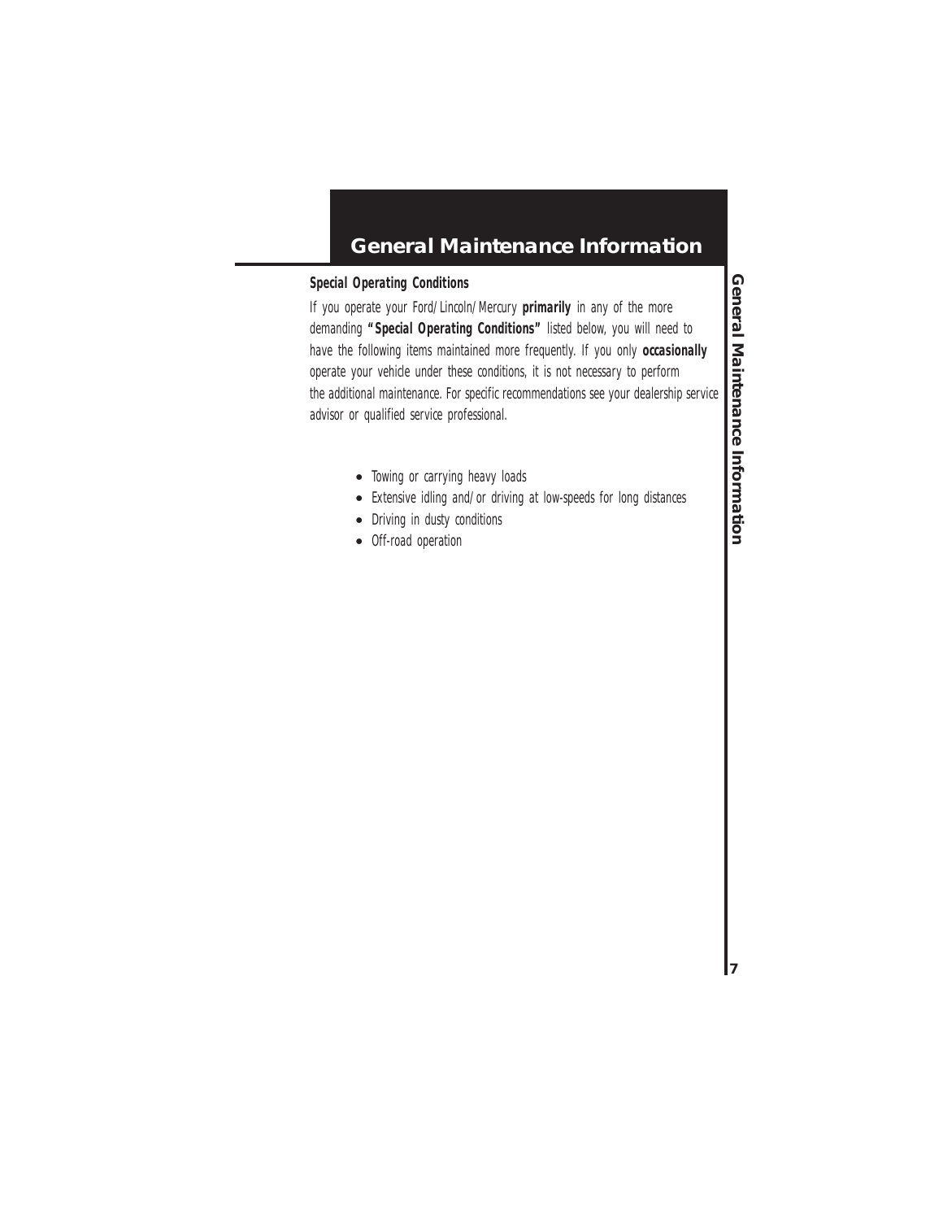# General Maintenance Information

***Special Operating Conditions***

*If you operate your Ford/Lincoln/Mercury **primarily** in any of the more demanding **"Special Operating Conditions"** listed below, you will need to have the following items maintained more frequently. If you only **occasionally** operate your vehicle under these conditions, it is not necessary to perform the additional maintenance. For specific recommendations see your dealership service advisor or qualified service professional.*

- *Towing or carrying heavy loads*
- *Extensive idling and/or driving at low-speeds for long distances*
- *Driving in dusty conditions*
- *Off-road operation*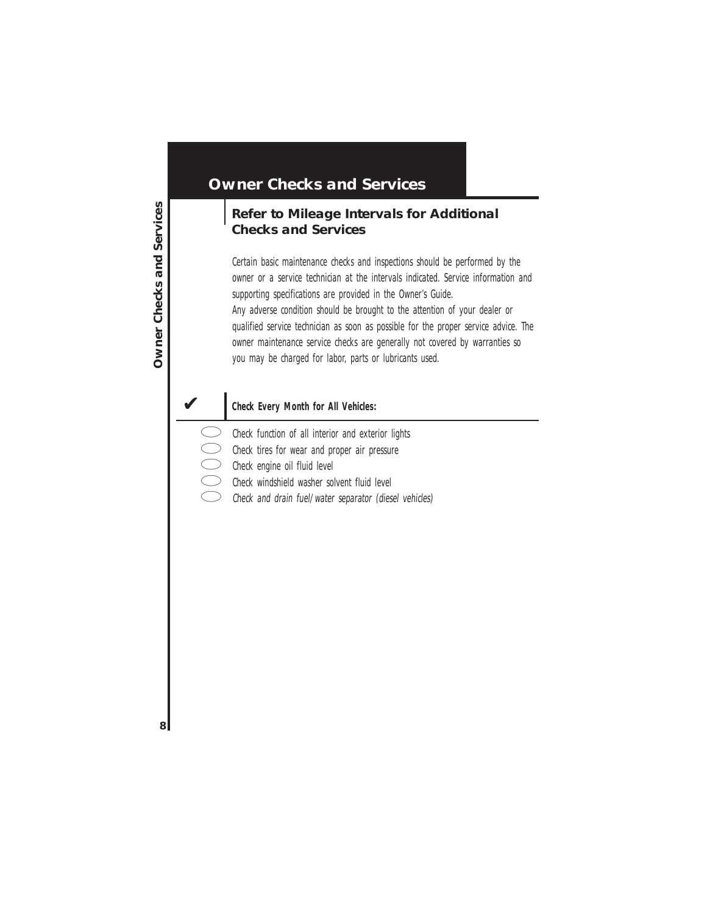# Owner Checks and Services

## Refer to Mileage Intervals for Additional Checks and Services

Certain basic maintenance checks and inspections should be performed by the owner or a service technician at the intervals indicated. Service information and supporting specifications are provided in the Owner's Guide.
Any adverse condition should be brought to the attention of your dealer or qualified service technician as soon as possible for the proper service advice. The owner maintenance service checks are generally not covered by warranties so you may be charged for labor, parts or lubricants used.

✔ **Check Every Month for All Vehicles:**

- ○ Check function of all interior and exterior lights
- ○ Check tires for wear and proper air pressure
- ○ Check engine oil fluid level
- ○ Check windshield washer solvent fluid level
- ○ *Check and drain fuel/water separator (diesel vehicles)*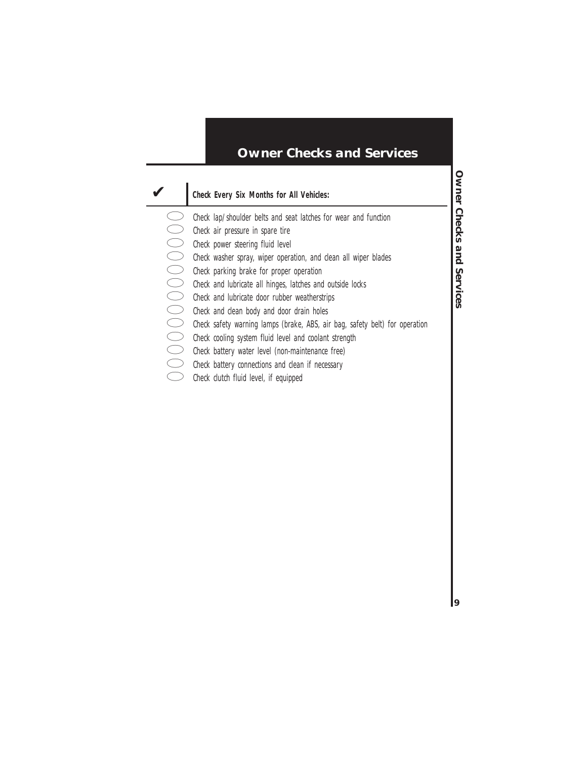# Owner Checks and Services

| ✔ | Check Every Six Months for All Vehicles: |
|---|---|
| ◯ | Check lap/shoulder belts and seat latches for wear and function |
| ◯ | Check air pressure in spare tire |
| ◯ | Check power steering fluid level |
| ◯ | Check washer spray, wiper operation, and clean all wiper blades |
| ◯ | Check parking brake for proper operation |
| ◯ | Check and lubricate all hinges, latches and outside locks |
| ◯ | Check and lubricate door rubber weatherstrips |
| ◯ | Check and clean body and door drain holes |
| ◯ | Check safety warning lamps (brake, ABS, air bag, safety belt) for operation |
| ◯ | Check cooling system fluid level and coolant strength |
| ◯ | Check battery water level (non-maintenance free) |
| ◯ | Check battery connections and clean if necessary |
| ◯ | Check clutch fluid level, if equipped |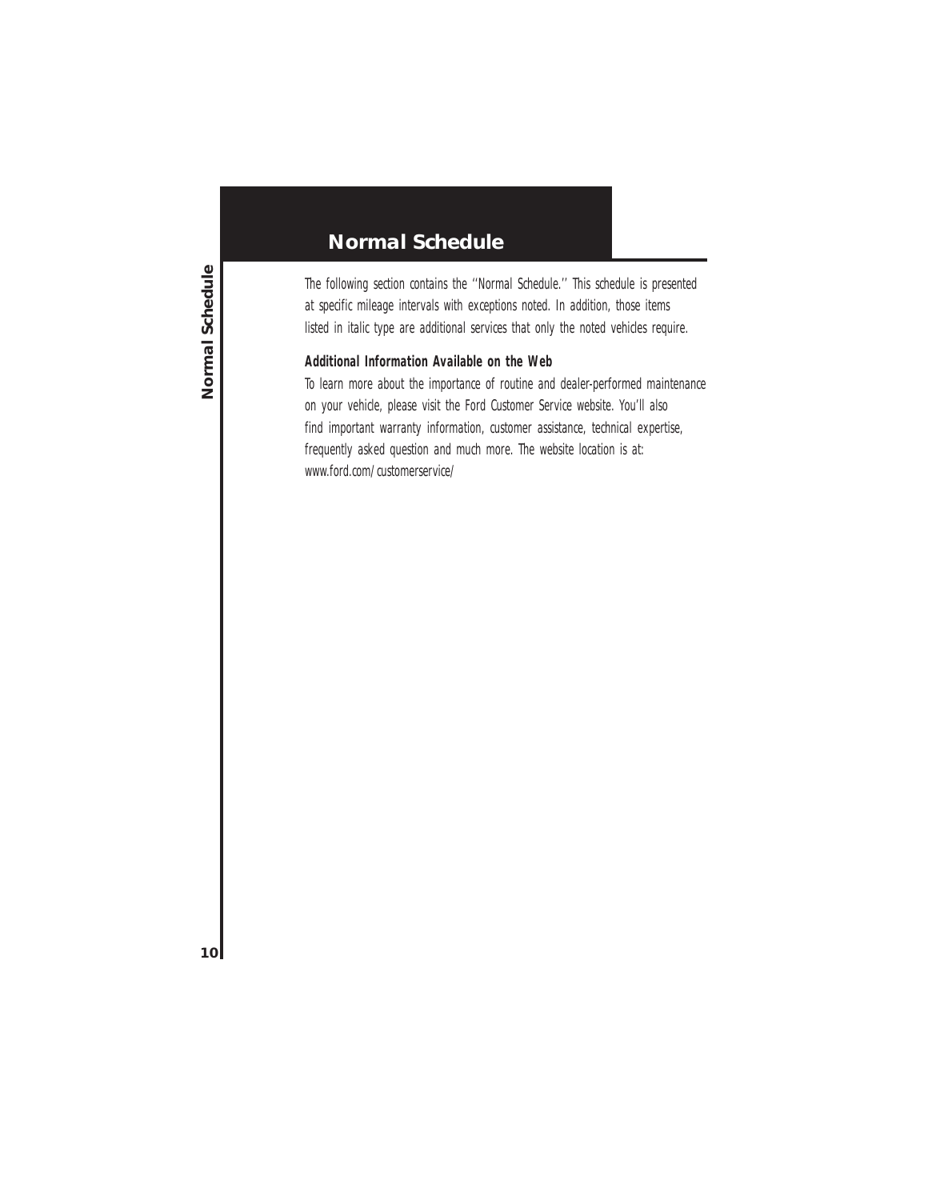# Normal Schedule

The following section contains the ''Normal Schedule.'' This schedule is presented at specific mileage intervals with exceptions noted. In addition, those items listed in italic type are additional services that only the noted vehicles require.

**Additional Information Available on the Web**

To learn more about the importance of routine and dealer-performed maintenance on your vehicle, please visit the Ford Customer Service website. You'll also find important warranty information, customer assistance, technical expertise, frequently asked question and much more. The website location is at: www.ford.com/customerservice/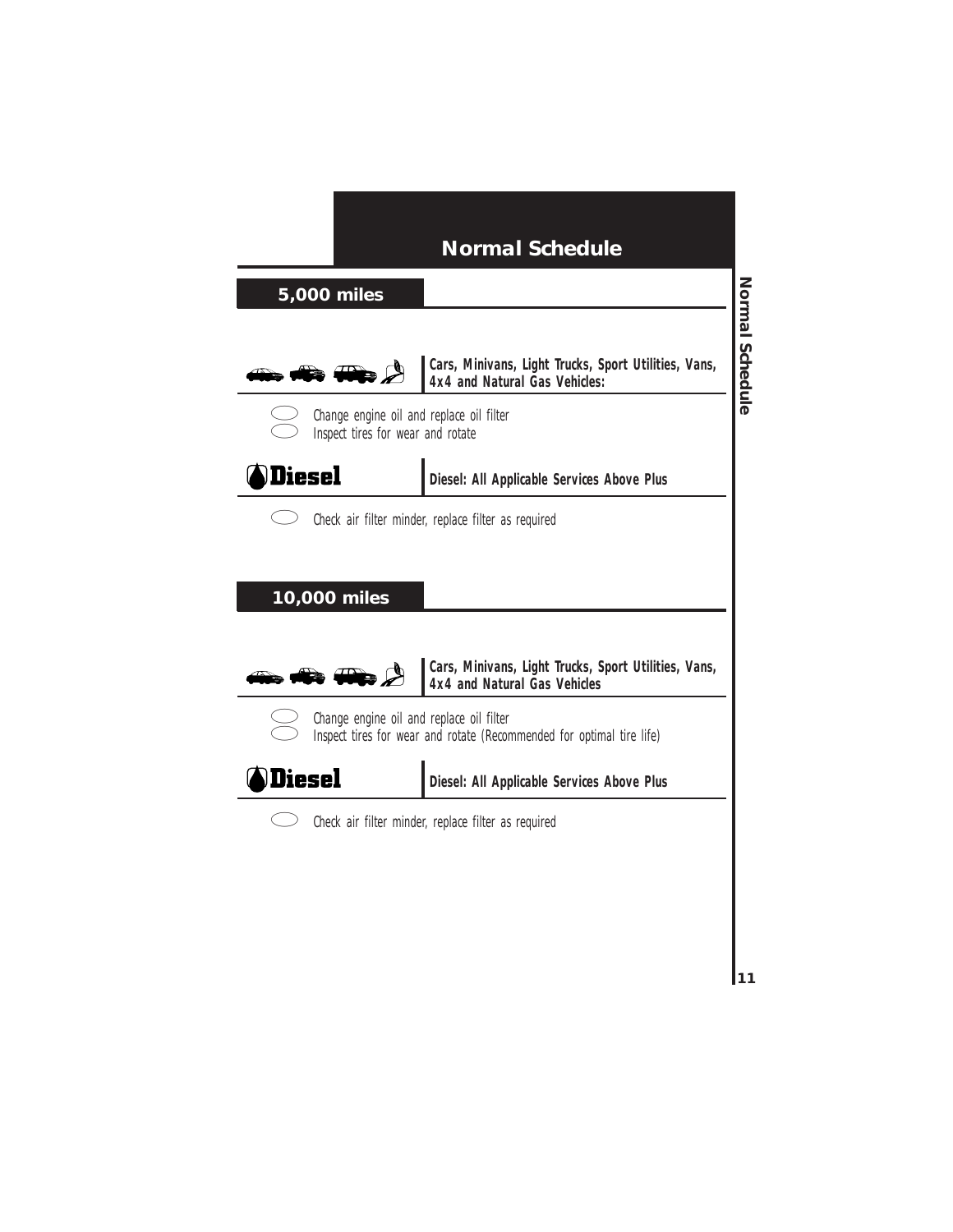# Normal Schedule

## 5,000 miles

**Cars, Minivans, Light Trucks, Sport Utilities, Vans, 4x4 and Natural Gas Vehicles:**

- Change engine oil and replace oil filter
- Inspect tires for wear and rotate

**Diesel**

**Diesel: All Applicable Services Above Plus**

- Check air filter minder, replace filter as required

## 10,000 miles

**Cars, Minivans, Light Trucks, Sport Utilities, Vans, 4x4 and Natural Gas Vehicles**

- Change engine oil and replace oil filter
- Inspect tires for wear and rotate (Recommended for optimal tire life)

**Diesel**

**Diesel: All Applicable Services Above Plus**

- Check air filter minder, replace filter as required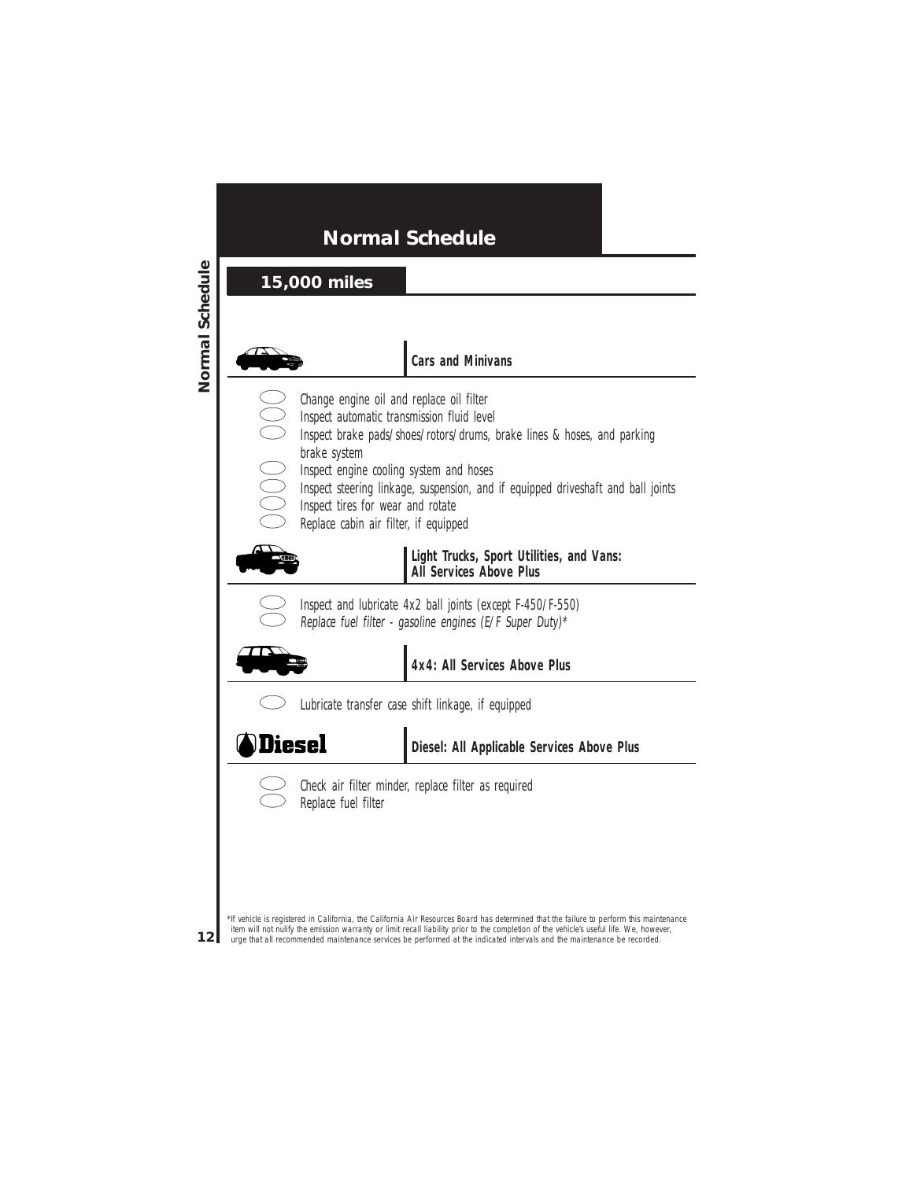# Normal Schedule

## 15,000 miles

### Cars and Minivans

- Change engine oil and replace oil filter
- Inspect automatic transmission fluid level
- Inspect brake pads/shoes/rotors/drums, brake lines & hoses, and parking brake system
- Inspect engine cooling system and hoses
- Inspect steering linkage, suspension, and if equipped driveshaft and ball joints
- Inspect tires for wear and rotate
- Replace cabin air filter, if equipped

### Light Trucks, Sport Utilities, and Vans: All Services Above Plus

- Inspect and lubricate 4x2 ball joints (except F-450/F-550)
- *Replace fuel filter - gasoline engines (E/F Super Duty)**

### 4x4: All Services Above Plus

- Lubricate transfer case shift linkage, if equipped

### Diesel: All Applicable Services Above Plus

- Check air filter minder, replace filter as required
- Replace fuel filter

*If vehicle is registered in California, the California Air Resources Board has determined that the failure to perform this maintenance item will not nulify the emission warranty or limit recall liability prior to the completion of the vehicle's useful life. We, however, urge that all recommended maintenance services be performed at the indicated intervals and the maintenance be recorded.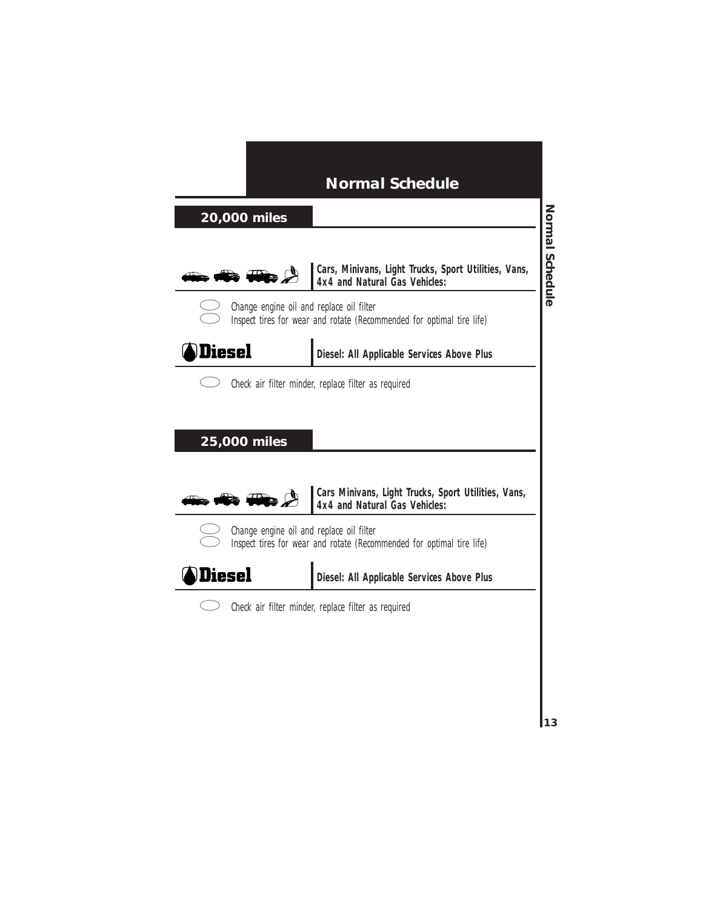# Normal Schedule

## 20,000 miles

**Cars, Minivans, Light Trucks, Sport Utilities, Vans, 4x4 and Natural Gas Vehicles:**

- Change engine oil and replace oil filter
- Inspect tires for wear and rotate (Recommended for optimal tire life)

**Diesel**

**Diesel: All Applicable Services Above Plus**

- Check air filter minder, replace filter as required

## 25,000 miles

**Cars Minivans, Light Trucks, Sport Utilities, Vans, 4x4 and Natural Gas Vehicles:**

- Change engine oil and replace oil filter
- Inspect tires for wear and rotate (Recommended for optimal tire life)

**Diesel**

**Diesel: All Applicable Services Above Plus**

- Check air filter minder, replace filter as required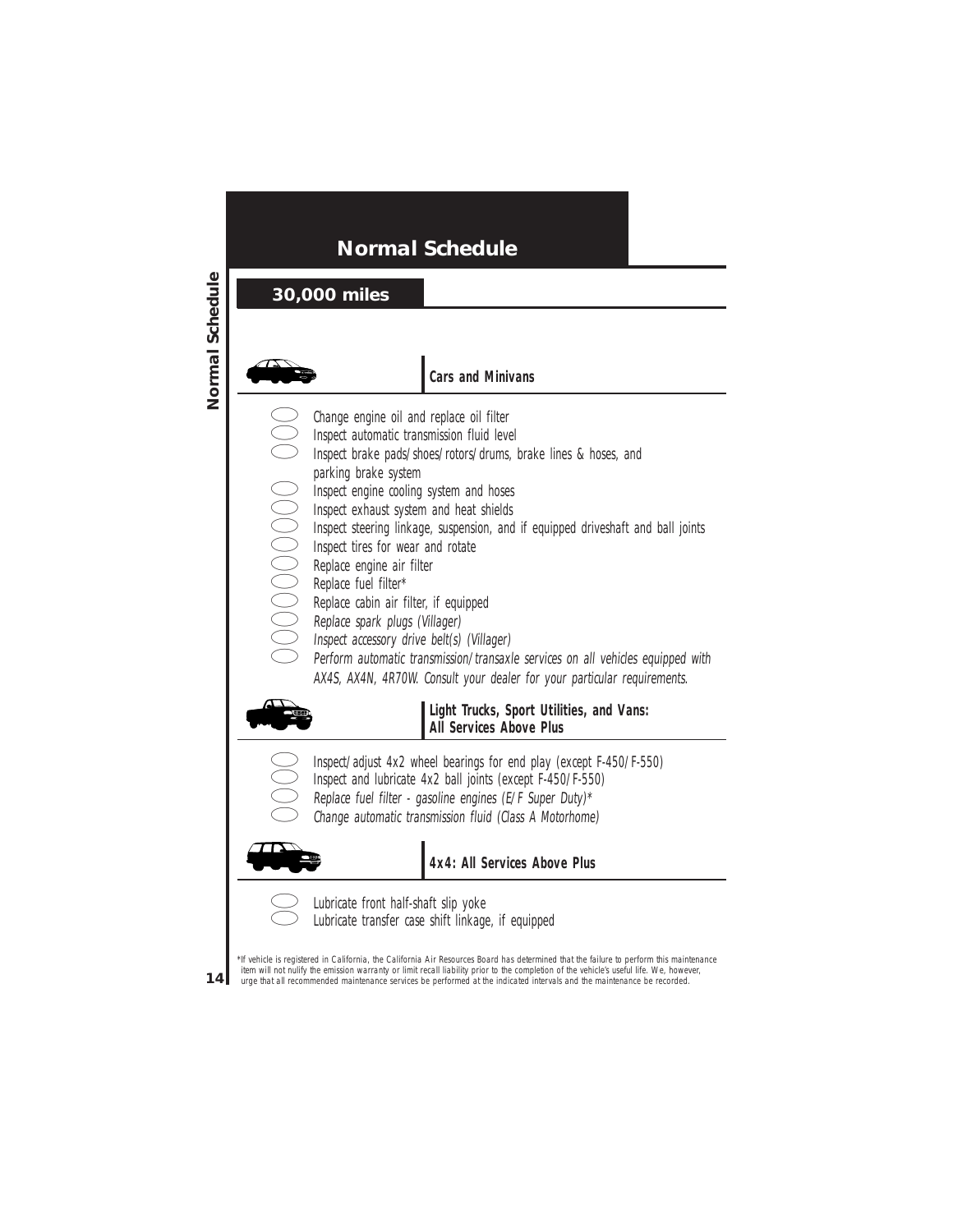# Normal Schedule

## 30,000 miles

### Cars and Minivans

- Change engine oil and replace oil filter
- Inspect automatic transmission fluid level
- Inspect brake pads/shoes/rotors/drums, brake lines & hoses, and parking brake system
- Inspect engine cooling system and hoses
- Inspect exhaust system and heat shields
- Inspect steering linkage, suspension, and if equipped driveshaft and ball joints
- Inspect tires for wear and rotate
- Replace engine air filter
- Replace fuel filter*
- Replace cabin air filter, if equipped
- *Replace spark plugs (Villager)*
- *Inspect accessory drive belt(s) (Villager)*
- *Perform automatic transmission/transaxle services on all vehicles equipped with AX4S, AX4N, 4R70W. Consult your dealer for your particular requirements.*

### Light Trucks, Sport Utilities, and Vans: All Services Above Plus

- Inspect/adjust 4x2 wheel bearings for end play (except F-450/F-550)
- Inspect and lubricate 4x2 ball joints (except F-450/F-550)
- *Replace fuel filter - gasoline engines (E/F Super Duty)**
- *Change automatic transmission fluid (Class A Motorhome)*

### 4x4: All Services Above Plus

- Lubricate front half-shaft slip yoke
- Lubricate transfer case shift linkage, if equipped

*If vehicle is registered in California, the California Air Resources Board has determined that the failure to perform this maintenance item will not nullify the emission warranty or limit recall liability prior to the completion of the vehicle's useful life. We, however, urge that all recommended maintenance services be performed at the indicated intervals and the maintenance be recorded.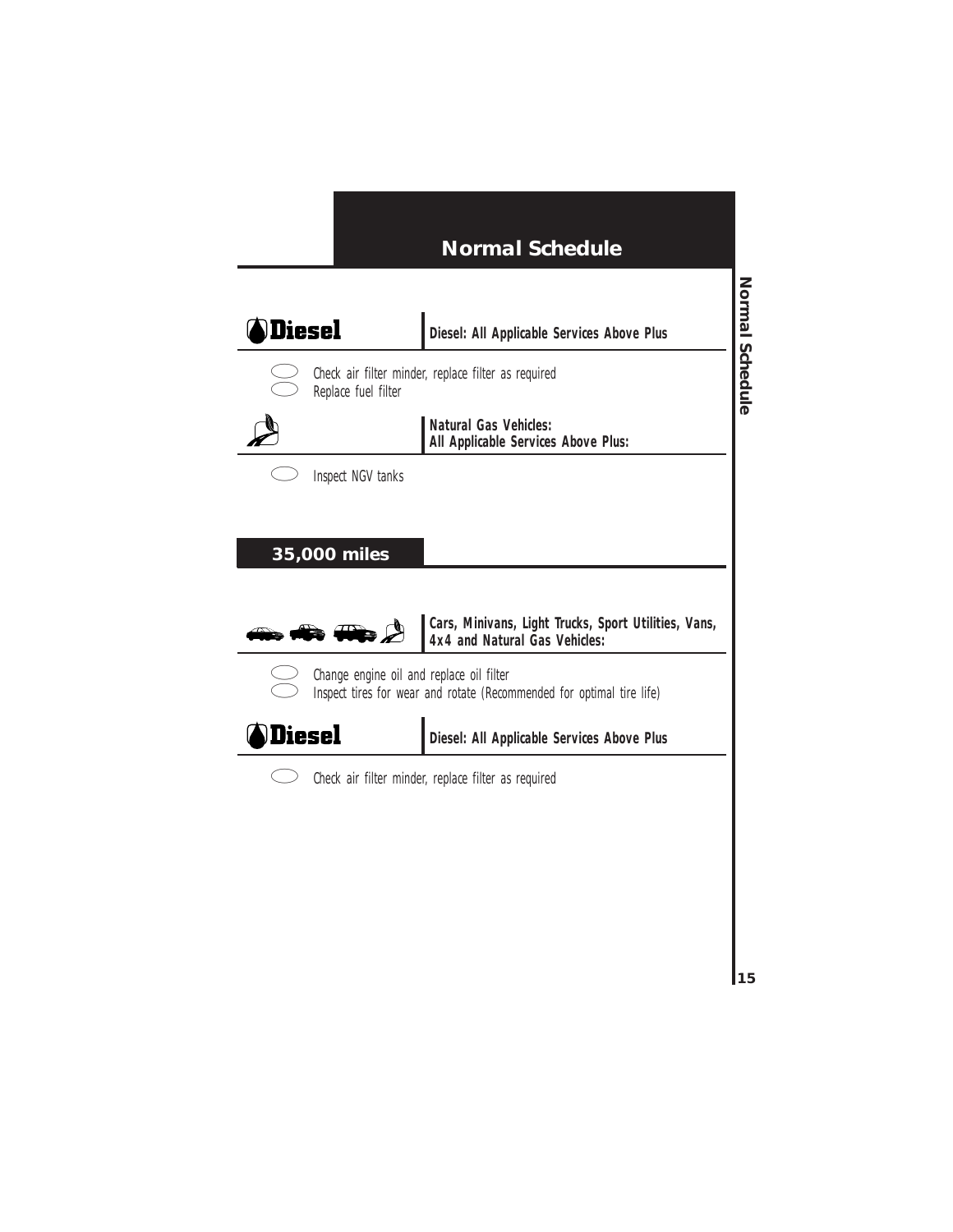# Normal Schedule

**Diesel** | **Diesel: All Applicable Services Above Plus**

- Check air filter minder, replace filter as required
- Replace fuel filter

**Natural Gas Vehicles:**
**All Applicable Services Above Plus:**

- Inspect NGV tanks

## 35,000 miles

**Cars, Minivans, Light Trucks, Sport Utilities, Vans, 4x4 and Natural Gas Vehicles:**

- Change engine oil and replace oil filter
- Inspect tires for wear and rotate (Recommended for optimal tire life)

**Diesel** | **Diesel: All Applicable Services Above Plus**

- Check air filter minder, replace filter as required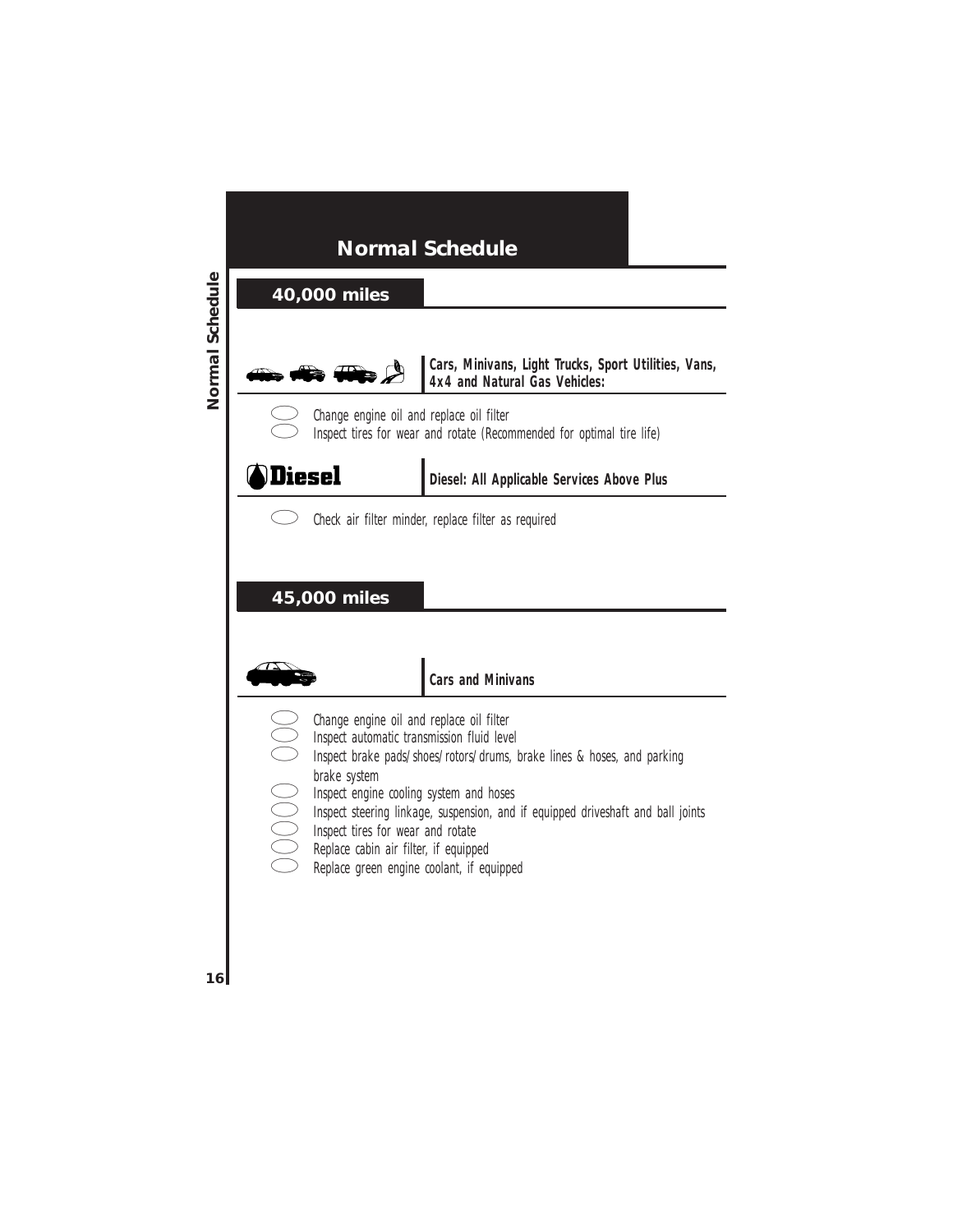# Normal Schedule

## 40,000 miles

**Cars, Minivans, Light Trucks, Sport Utilities, Vans, 4x4 and Natural Gas Vehicles:**

- Change engine oil and replace oil filter
- Inspect tires for wear and rotate (Recommended for optimal tire life)

**Diesel**

**Diesel: All Applicable Services Above Plus**

- Check air filter minder, replace filter as required

## 45,000 miles

**Cars and Minivans**

- Change engine oil and replace oil filter
- Inspect automatic transmission fluid level
- Inspect brake pads/shoes/rotors/drums, brake lines & hoses, and parking brake system
- Inspect engine cooling system and hoses
- Inspect steering linkage, suspension, and if equipped driveshaft and ball joints
- Inspect tires for wear and rotate
- Replace cabin air filter, if equipped
- Replace green engine coolant, if equipped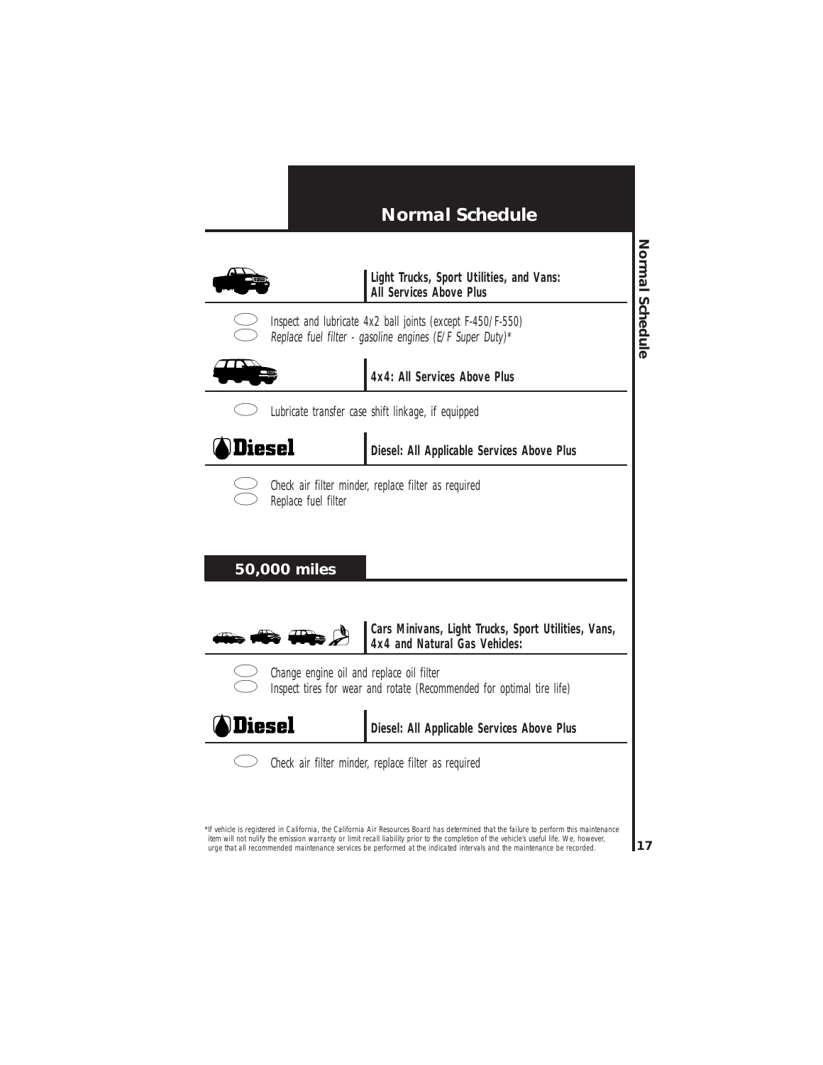## Normal Schedule

**Light Trucks, Sport Utilities, and Vans: All Services Above Plus**

- Inspect and lubricate 4x2 ball joints (except F-450/F-550)
- *Replace fuel filter - gasoline engines (E/F Super Duty)**

**4x4: All Services Above Plus**

- Lubricate transfer case shift linkage, if equipped

**Diesel**

**Diesel: All Applicable Services Above Plus**

- Check air filter minder, replace filter as required
- Replace fuel filter

## 50,000 miles

**Cars Minivans, Light Trucks, Sport Utilities, Vans, 4x4 and Natural Gas Vehicles:**

- Change engine oil and replace oil filter
- Inspect tires for wear and rotate (Recommended for optimal tire life)

**Diesel**

**Diesel: All Applicable Services Above Plus**

- Check air filter minder, replace filter as required

*If vehicle is registered in California, the California Air Resources Board has determined that the failure to perform this maintenance item will not nulify the emission warranty or limit recall liability prior to the completion of the vehicle's useful life. We, however, urge that all recommended maintenance services be performed at the indicated intervals and the maintenance be recorded.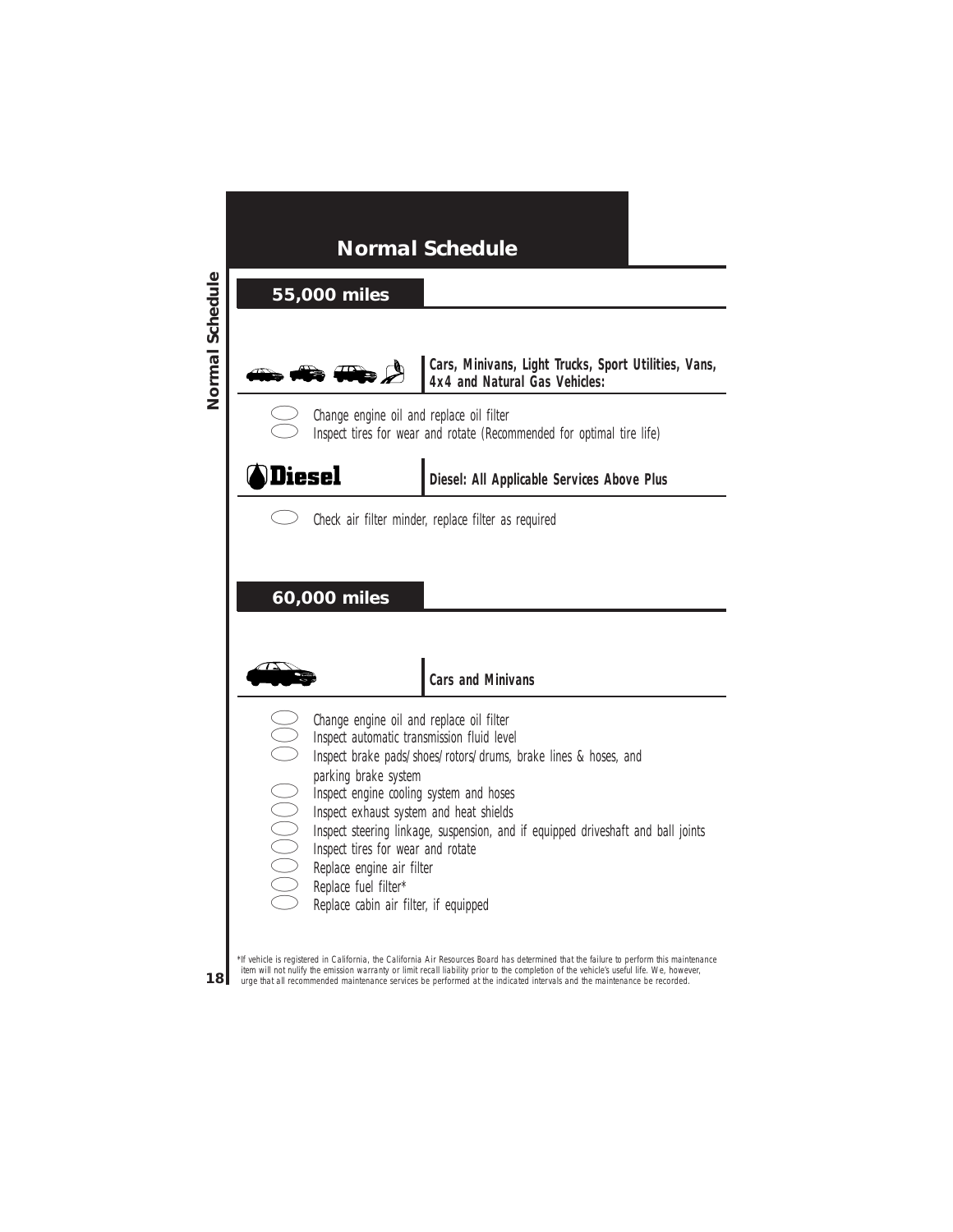# Normal Schedule

## 55,000 miles

**Cars, Minivans, Light Trucks, Sport Utilities, Vans, 4x4 and Natural Gas Vehicles:**

- Change engine oil and replace oil filter
- Inspect tires for wear and rotate (Recommended for optimal tire life)

**Diesel**

**Diesel: All Applicable Services Above Plus**

- Check air filter minder, replace filter as required

## 60,000 miles

**Cars and Minivans**

- Change engine oil and replace oil filter
- Inspect automatic transmission fluid level
- Inspect brake pads/shoes/rotors/drums, brake lines & hoses, and parking brake system
- Inspect engine cooling system and hoses
- Inspect exhaust system and heat shields
- Inspect steering linkage, suspension, and if equipped driveshaft and ball joints
- Inspect tires for wear and rotate
- Replace engine air filter
- Replace fuel filter*
- Replace cabin air filter, if equipped

*If vehicle is registered in California, the California Air Resources Board has determined that the failure to perform this maintenance item will not nulify the emission warranty or limit recall liability prior to the completion of the vehicle's useful life. We, however, urge that all recommended maintenance services be performed at the indicated intervals and the maintenance be recorded.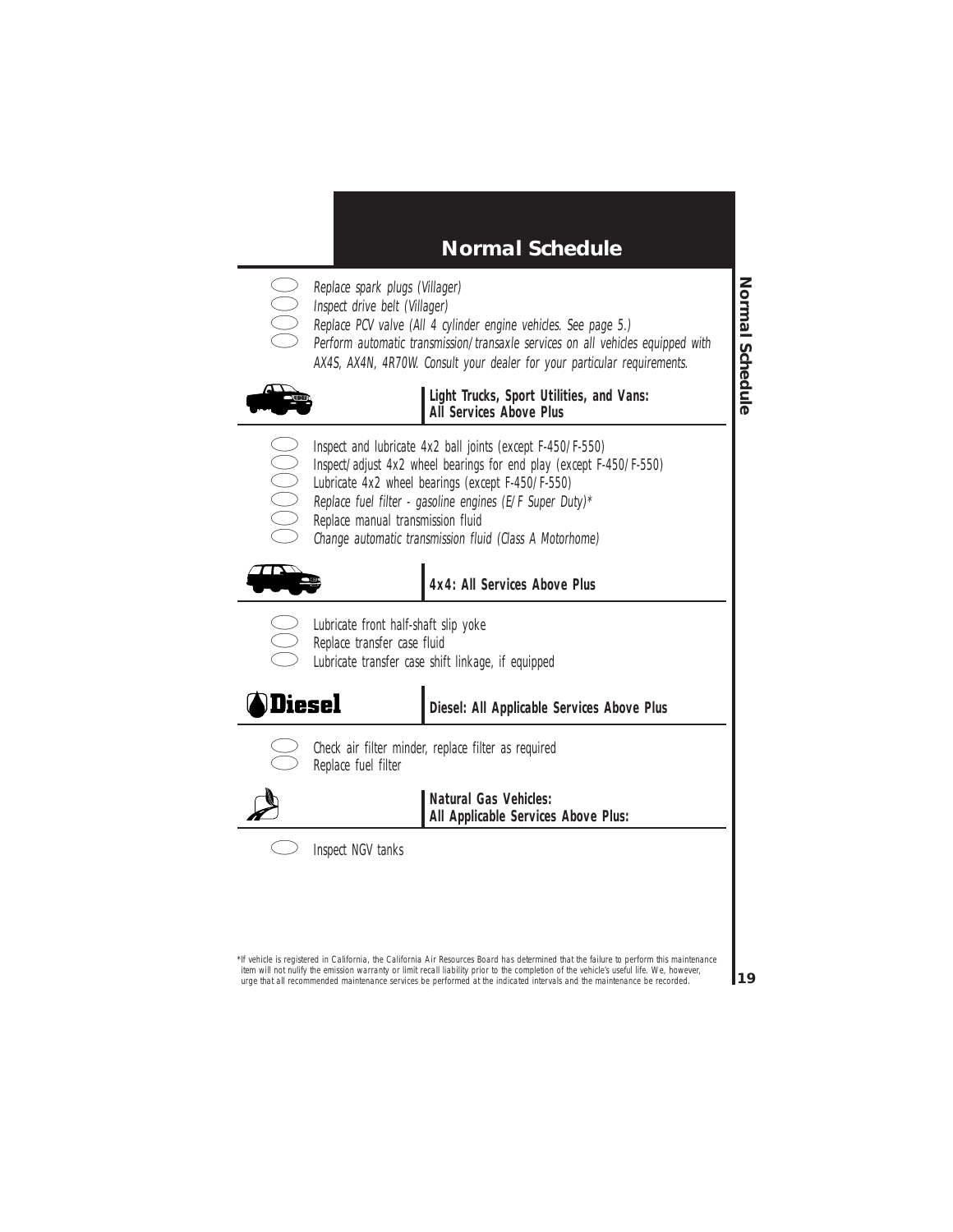## Normal Schedule

- *Replace spark plugs (Villager)*
- *Inspect drive belt (Villager)*
- *Replace PCV valve (All 4 cylinder engine vehicles. See page 5.)*
- *Perform automatic transmission/transaxle services on all vehicles equipped with AX4S, AX4N, 4R70W. Consult your dealer for your particular requirements.*

### Light Trucks, Sport Utilities, and Vans: All Services Above Plus

- Inspect and lubricate 4x2 ball joints (except F-450/F-550)
- Inspect/adjust 4x2 wheel bearings for end play (except F-450/F-550)
- Lubricate 4x2 wheel bearings (except F-450/F-550)
- *Replace fuel filter - gasoline engines (E/F Super Duty)**
- Replace manual transmission fluid
- *Change automatic transmission fluid (Class A Motorhome)*

### 4x4: All Services Above Plus

- Lubricate front half-shaft slip yoke
- Replace transfer case fluid
- Lubricate transfer case shift linkage, if equipped

### Diesel: All Applicable Services Above Plus

- Check air filter minder, replace filter as required
- Replace fuel filter

### Natural Gas Vehicles: All Applicable Services Above Plus:

- Inspect NGV tanks

*If vehicle is registered in California, the California Air Resources Board has determined that the failure to perform this maintenance item will not nulify the emission warranty or limit recall liability prior to the completion of the vehicle's useful life. We, however, urge that all recommended maintenance services be performed at the indicated intervals and the maintenance be recorded.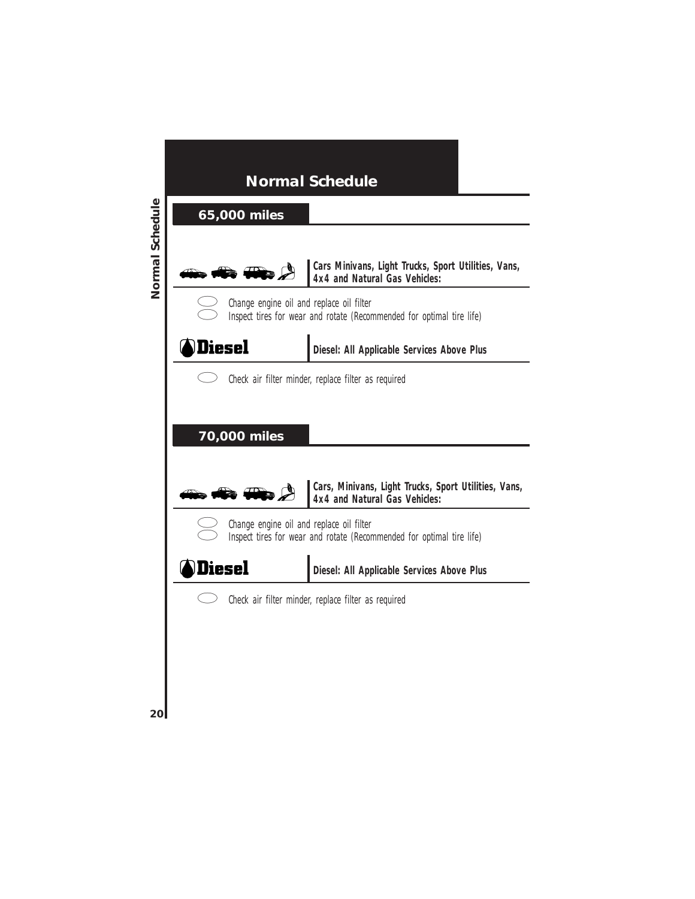# Normal Schedule

## 65,000 miles

**Cars Minivans, Light Trucks, Sport Utilities, Vans, 4x4 and Natural Gas Vehicles:**

- Change engine oil and replace oil filter
- Inspect tires for wear and rotate (Recommended for optimal tire life)

**Diesel**

**Diesel: All Applicable Services Above Plus**

- Check air filter minder, replace filter as required

## 70,000 miles

**Cars, Minivans, Light Trucks, Sport Utilities, Vans, 4x4 and Natural Gas Vehicles:**

- Change engine oil and replace oil filter
- Inspect tires for wear and rotate (Recommended for optimal tire life)

**Diesel**

**Diesel: All Applicable Services Above Plus**

- Check air filter minder, replace filter as required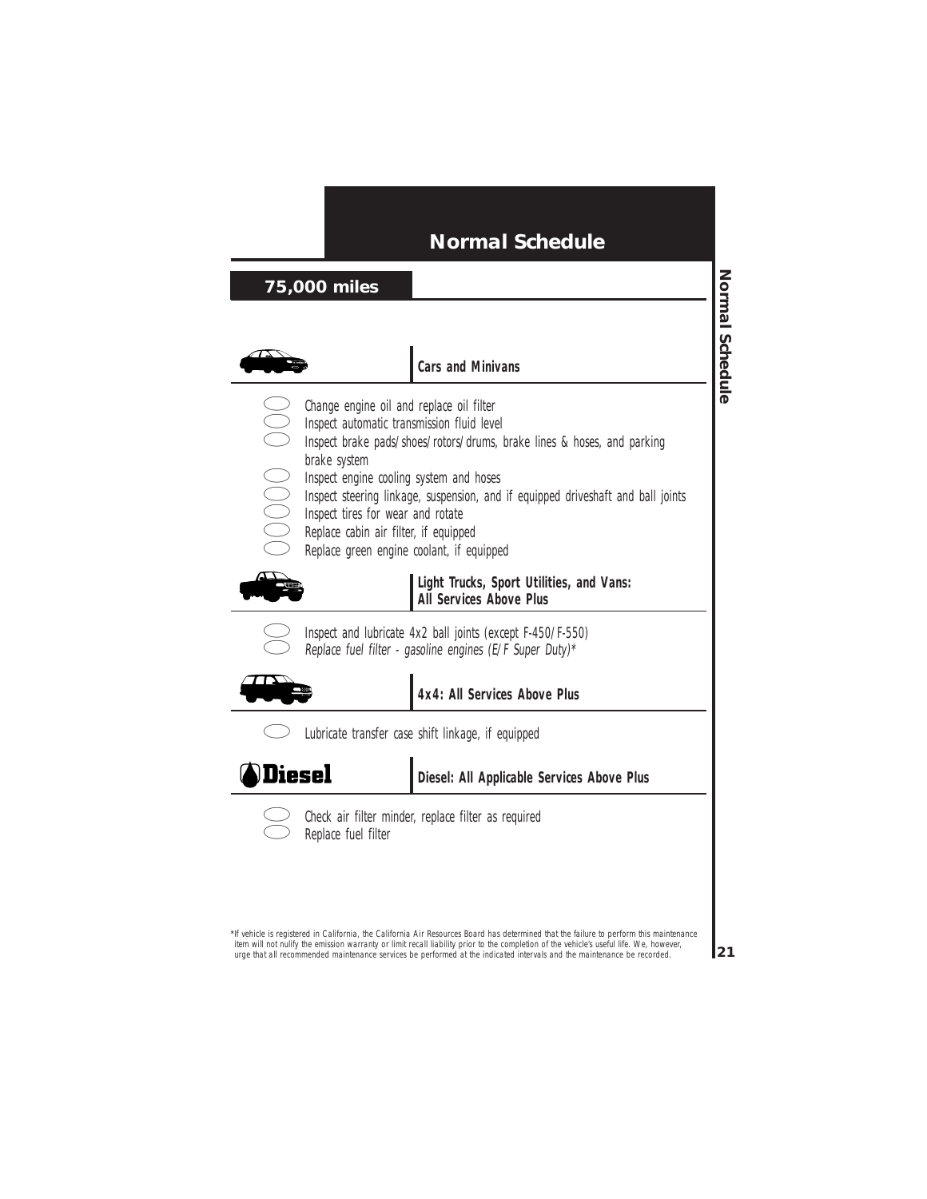# Normal Schedule

## 75,000 miles

### Cars and Minivans

- Change engine oil and replace oil filter
- Inspect automatic transmission fluid level
- Inspect brake pads/shoes/rotors/drums, brake lines & hoses, and parking brake system
- Inspect engine cooling system and hoses
- Inspect steering linkage, suspension, and if equipped driveshaft and ball joints
- Inspect tires for wear and rotate
- Replace cabin air filter, if equipped
- Replace green engine coolant, if equipped

### Light Trucks, Sport Utilities, and Vans: All Services Above Plus

- Inspect and lubricate 4x2 ball joints (except F-450/F-550)
- *Replace fuel filter - gasoline engines (E/F Super Duty)**

### 4x4: All Services Above Plus

- Lubricate transfer case shift linkage, if equipped

### Diesel: All Applicable Services Above Plus

- Check air filter minder, replace filter as required
- Replace fuel filter

*If vehicle is registered in California, the California Air Resources Board has determined that the failure to perform this maintenance item will not nulify the emission warranty or limit recall liability prior to the completion of the vehicle's useful life. We, however, urge that all recommended maintenance services be performed at the indicated intervals and the maintenance be recorded.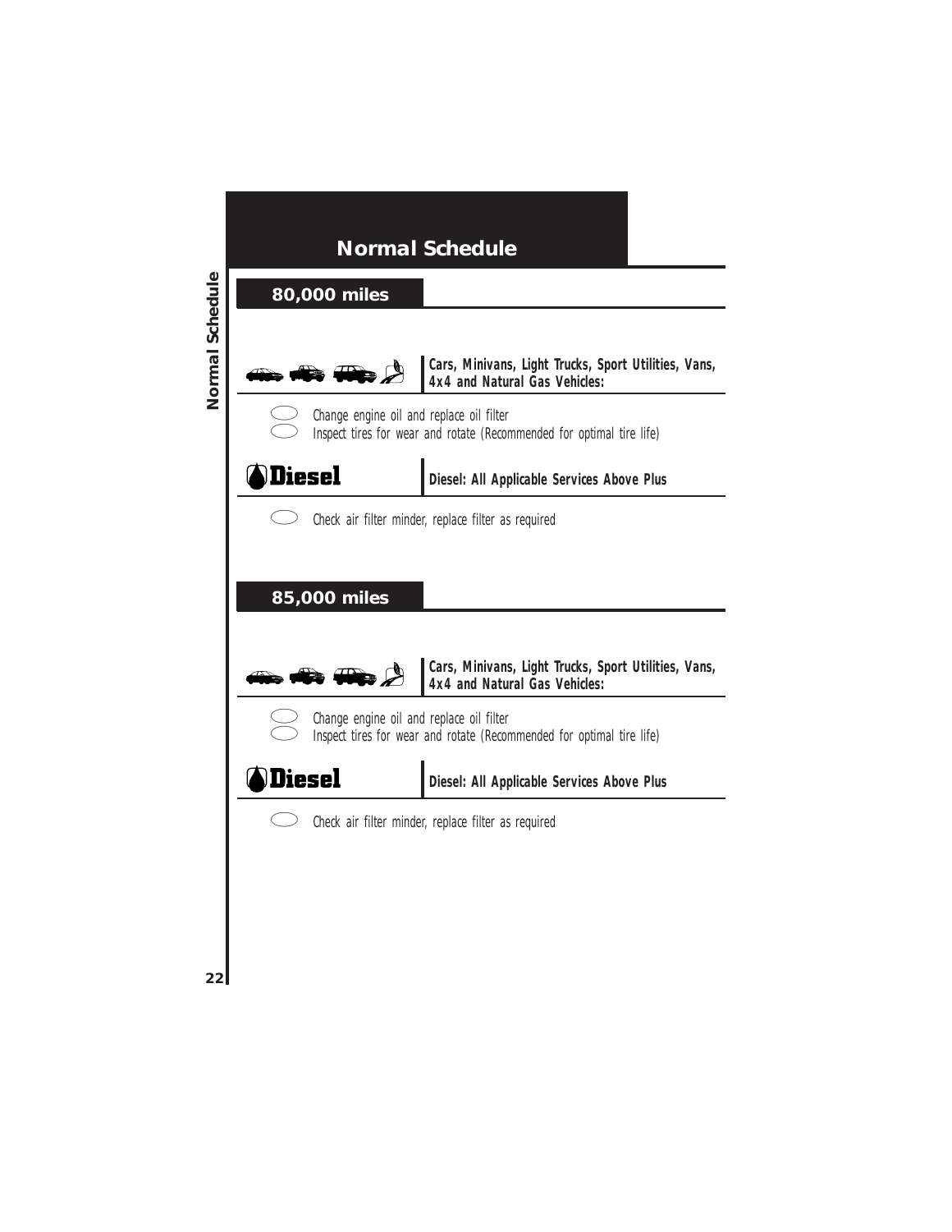# Normal Schedule

## 80,000 miles

**Cars, Minivans, Light Trucks, Sport Utilities, Vans, 4x4 and Natural Gas Vehicles:**

- Change engine oil and replace oil filter
- Inspect tires for wear and rotate (Recommended for optimal tire life)

**Diesel**

**Diesel: All Applicable Services Above Plus**

- Check air filter minder, replace filter as required

## 85,000 miles

**Cars, Minivans, Light Trucks, Sport Utilities, Vans, 4x4 and Natural Gas Vehicles:**

- Change engine oil and replace oil filter
- Inspect tires for wear and rotate (Recommended for optimal tire life)

**Diesel**

**Diesel: All Applicable Services Above Plus**

- Check air filter minder, replace filter as required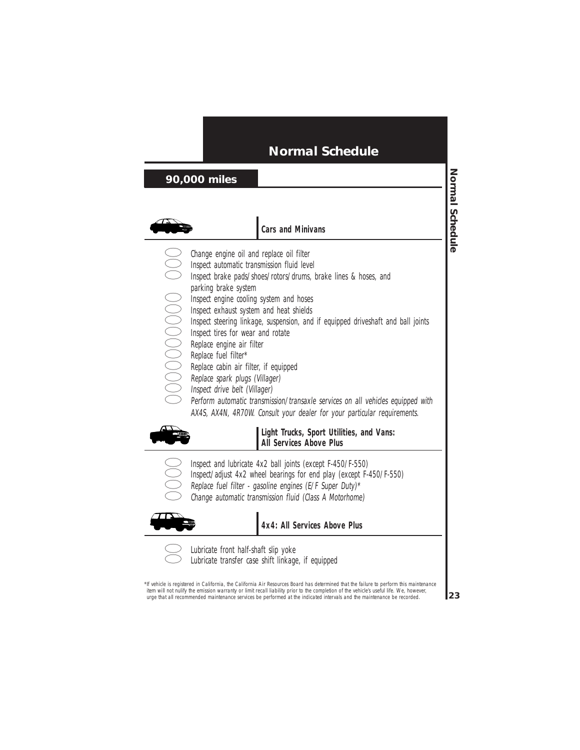# Normal Schedule

## 90,000 miles

### Cars and Minivans

- Change engine oil and replace oil filter
- Inspect automatic transmission fluid level
- Inspect brake pads/shoes/rotors/drums, brake lines & hoses, and parking brake system
- Inspect engine cooling system and hoses
- Inspect exhaust system and heat shields
- Inspect steering linkage, suspension, and if equipped driveshaft and ball joints
- Inspect tires for wear and rotate
- Replace engine air filter
- Replace fuel filter*
- Replace cabin air filter, if equipped
- *Replace spark plugs (Villager)*
- *Inspect drive belt (Villager)*
- *Perform automatic transmission/transaxle services on all vehicles equipped with AX4S, AX4N, 4R70W. Consult your dealer for your particular requirements.*

### Light Trucks, Sport Utilities, and Vans: All Services Above Plus

- Inspect and lubricate 4x2 ball joints (except F-450/F-550)
- Inspect/adjust 4x2 wheel bearings for end play (except F-450/F-550)
- *Replace fuel filter - gasoline engines (E/F Super Duty)**
- *Change automatic transmission fluid (Class A Motorhome)*

### 4x4: All Services Above Plus

- Lubricate front half-shaft slip yoke
- Lubricate transfer case shift linkage, if equipped

*If vehicle is registered in California, the California Air Resources Board has determined that the failure to perform this maintenance item will not nulify the emission warranty or limit recall liability prior to the completion of the vehicle's useful life. We, however, urge that all recommended maintenance services be performed at the indicated intervals and the maintenance be recorded.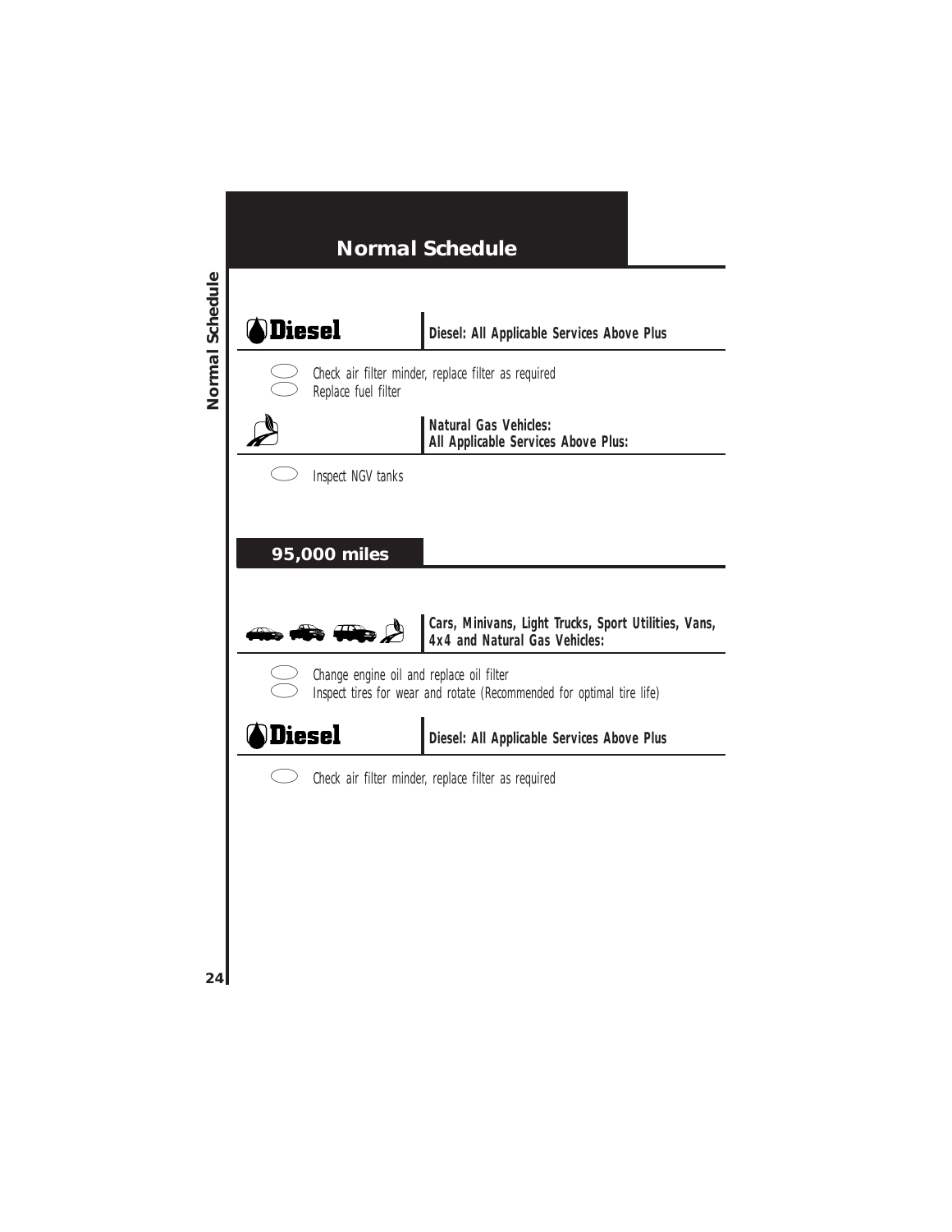## Normal Schedule

**Diesel** | **Diesel: All Applicable Services Above Plus**

- ⬭ *Check air filter minder, replace filter as required*
- ⬭ *Replace fuel filter*

**Natural Gas Vehicles: All Applicable Services Above Plus:**

- ⬭ *Inspect NGV tanks*

### 95,000 miles

**Cars, Minivans, Light Trucks, Sport Utilities, Vans, 4x4 and Natural Gas Vehicles:**

- ⬭ *Change engine oil and replace oil filter*
- ⬭ *Inspect tires for wear and rotate (Recommended for optimal tire life)*

**Diesel** | **Diesel: All Applicable Services Above Plus**

- ⬭ *Check air filter minder, replace filter as required*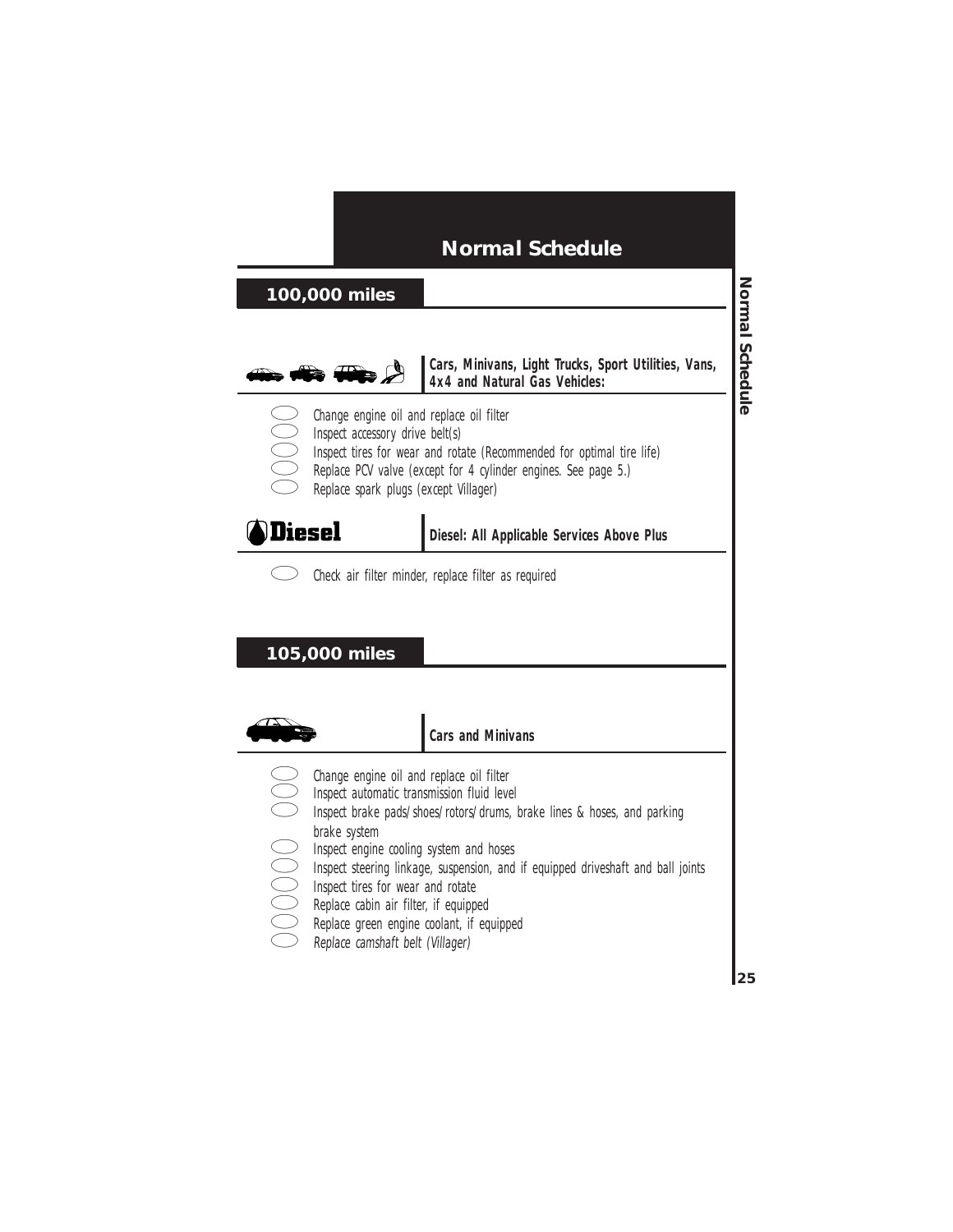# Normal Schedule

## 100,000 miles

**Cars, Minivans, Light Trucks, Sport Utilities, Vans, 4x4 and Natural Gas Vehicles:**

- Change engine oil and replace oil filter
- Inspect accessory drive belt(s)
- Inspect tires for wear and rotate (Recommended for optimal tire life)
- Replace PCV valve (except for 4 cylinder engines. See page 5.)
- Replace spark plugs (except Villager)

**Diesel**

**Diesel: All Applicable Services Above Plus**

- Check air filter minder, replace filter as required

## 105,000 miles

**Cars and Minivans**

- Change engine oil and replace oil filter
- Inspect automatic transmission fluid level
- Inspect brake pads/shoes/rotors/drums, brake lines & hoses, and parking brake system
- Inspect engine cooling system and hoses
- Inspect steering linkage, suspension, and if equipped driveshaft and ball joints
- Inspect tires for wear and rotate
- Replace cabin air filter, if equipped
- Replace green engine coolant, if equipped
- *Replace camshaft belt (Villager)*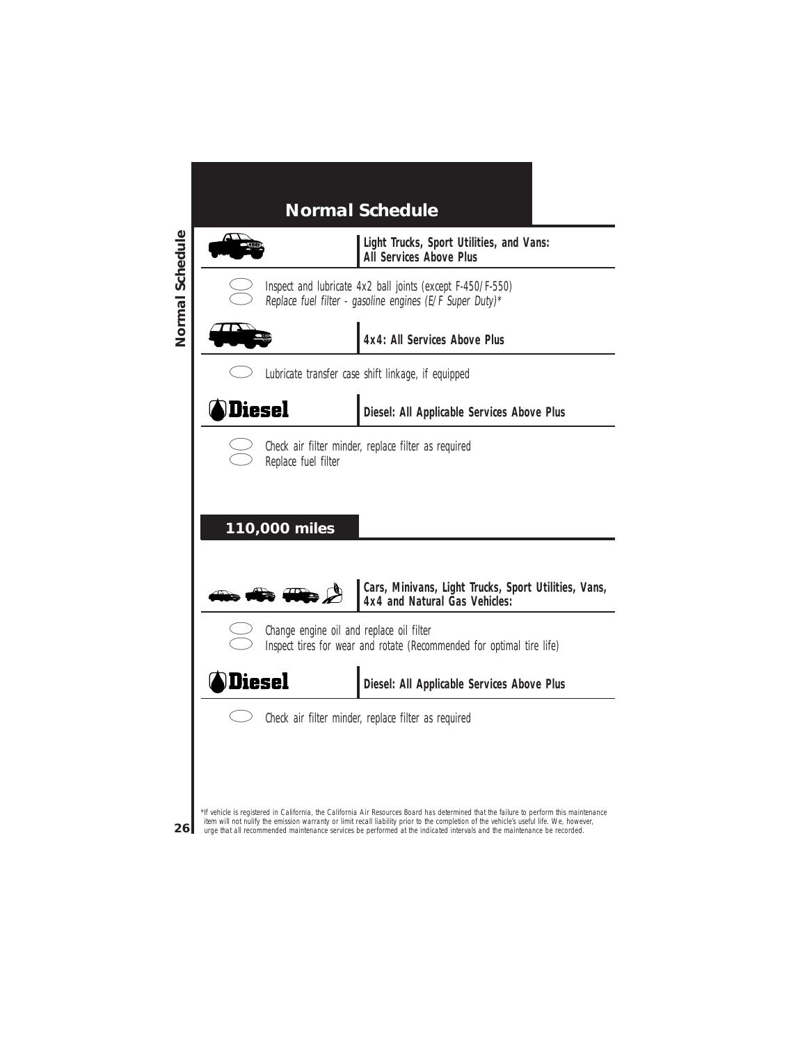## Normal Schedule

**Light Trucks, Sport Utilities, and Vans: All Services Above Plus**

- Inspect and lubricate 4x2 ball joints (except F-450/F-550)
- *Replace fuel filter - gasoline engines (E/F Super Duty)**

**4x4: All Services Above Plus**

- Lubricate transfer case shift linkage, if equipped

**Diesel**

**Diesel: All Applicable Services Above Plus**

- Check air filter minder, replace filter as required
- Replace fuel filter

## 110,000 miles

**Cars, Minivans, Light Trucks, Sport Utilities, Vans, 4x4 and Natural Gas Vehicles:**

- Change engine oil and replace oil filter
- Inspect tires for wear and rotate (Recommended for optimal tire life)

**Diesel**

**Diesel: All Applicable Services Above Plus**

- Check air filter minder, replace filter as required

*If vehicle is registered in California, the California Air Resources Board has determined that the failure to perform this maintenance item will not nulify the emission warranty or limit recall liability prior to the completion of the vehicle's useful life. We, however, urge that all recommended maintenance services be performed at the indicated intervals and the maintenance be recorded.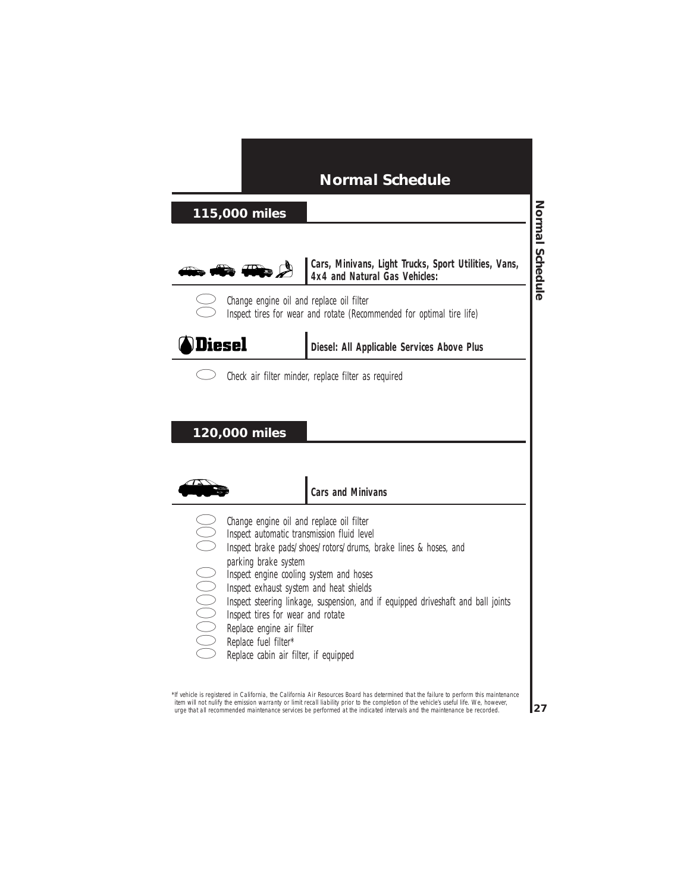# Normal Schedule

## 115,000 miles

### Cars, Minivans, Light Trucks, Sport Utilities, Vans, 4x4 and Natural Gas Vehicles:

- Change engine oil and replace oil filter
- Inspect tires for wear and rotate (Recommended for optimal tire life)

### Diesel: All Applicable Services Above Plus

- Check air filter minder, replace filter as required

## 120,000 miles

### Cars and Minivans

- Change engine oil and replace oil filter
- Inspect automatic transmission fluid level
- Inspect brake pads/shoes/rotors/drums, brake lines & hoses, and parking brake system
- Inspect engine cooling system and hoses
- Inspect exhaust system and heat shields
- Inspect steering linkage, suspension, and if equipped driveshaft and ball joints
- Inspect tires for wear and rotate
- Replace engine air filter
- Replace fuel filter*
- Replace cabin air filter, if equipped

*If vehicle is registered in California, the California Air Resources Board has determined that the failure to perform this maintenance item will not nulify the emission warranty or limit recall liability prior to the completion of the vehicle's useful life. We, however, urge that all recommended maintenance services be performed at the indicated intervals and the maintenance be recorded.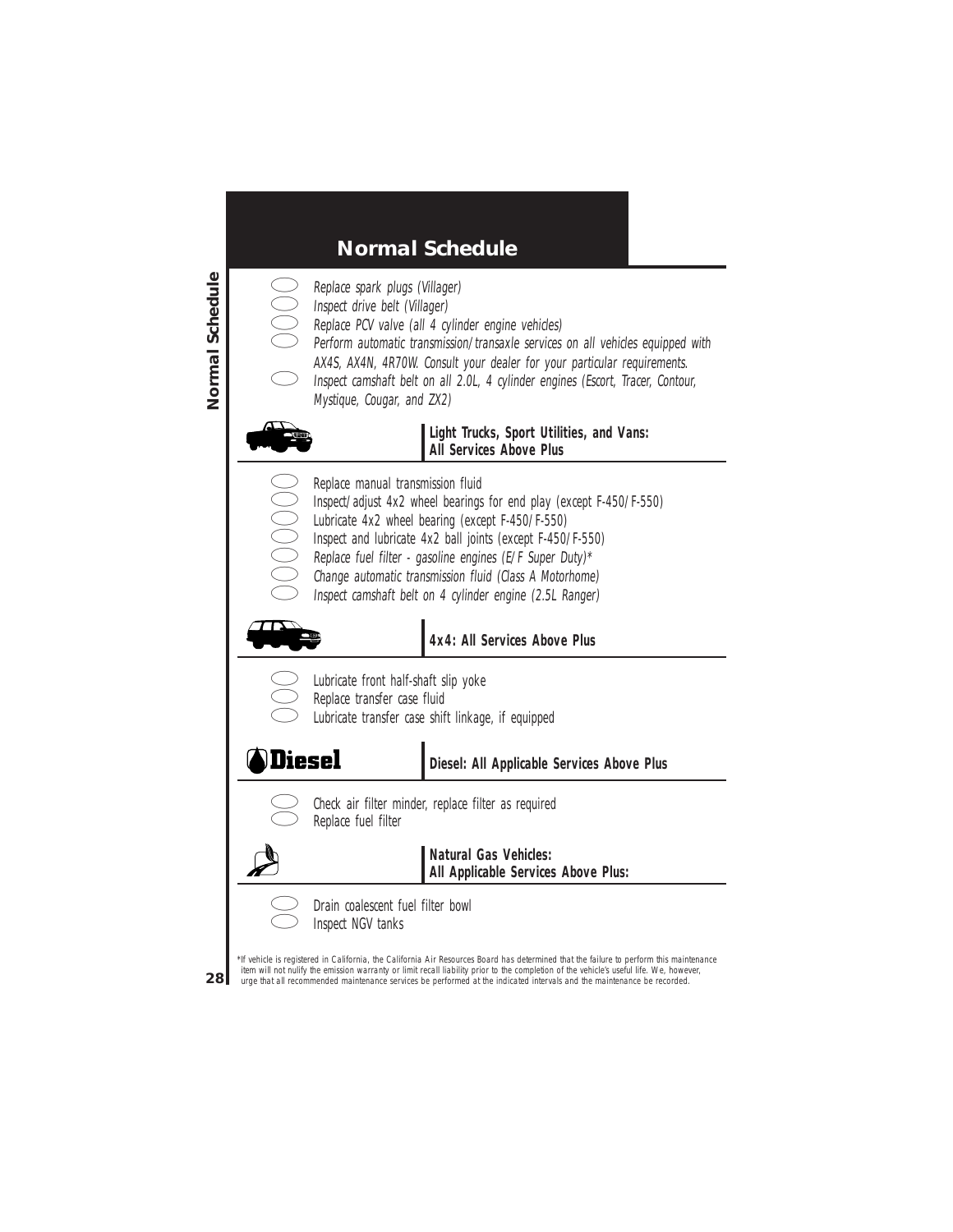## Normal Schedule

- *Replace spark plugs (Villager)*
- *Inspect drive belt (Villager)*
- *Replace PCV valve (all 4 cylinder engine vehicles)*
- *Perform automatic transmission/transaxle services on all vehicles equipped with AX4S, AX4N, 4R70W. Consult your dealer for your particular requirements.*
- *Inspect camshaft belt on all 2.0L, 4 cylinder engines (Escort, Tracer, Contour, Mystique, Cougar, and ZX2)*

### Light Trucks, Sport Utilities, and Vans: All Services Above Plus

- Replace manual transmission fluid
- Inspect/adjust 4x2 wheel bearings for end play (except F-450/F-550)
- Lubricate 4x2 wheel bearing (except F-450/F-550)
- Inspect and lubricate 4x2 ball joints (except F-450/F-550)
- *Replace fuel filter - gasoline engines (E/F Super Duty)**
- *Change automatic transmission fluid (Class A Motorhome)*
- *Inspect camshaft belt on 4 cylinder engine (2.5L Ranger)*

### 4x4: All Services Above Plus

- Lubricate front half-shaft slip yoke
- Replace transfer case fluid
- Lubricate transfer case shift linkage, if equipped

### Diesel: All Applicable Services Above Plus

- Check air filter minder, replace filter as required
- Replace fuel filter

### Natural Gas Vehicles: All Applicable Services Above Plus:

- Drain coalescent fuel filter bowl
- Inspect NGV tanks

*If vehicle is registered in California, the California Air Resources Board has determined that the failure to perform this maintenance item will not nulify the emission warranty or limit recall liability prior to the completion of the vehicle's useful life. We, however, urge that all recommended maintenance services be performed at the indicated intervals and the maintenance be recorded.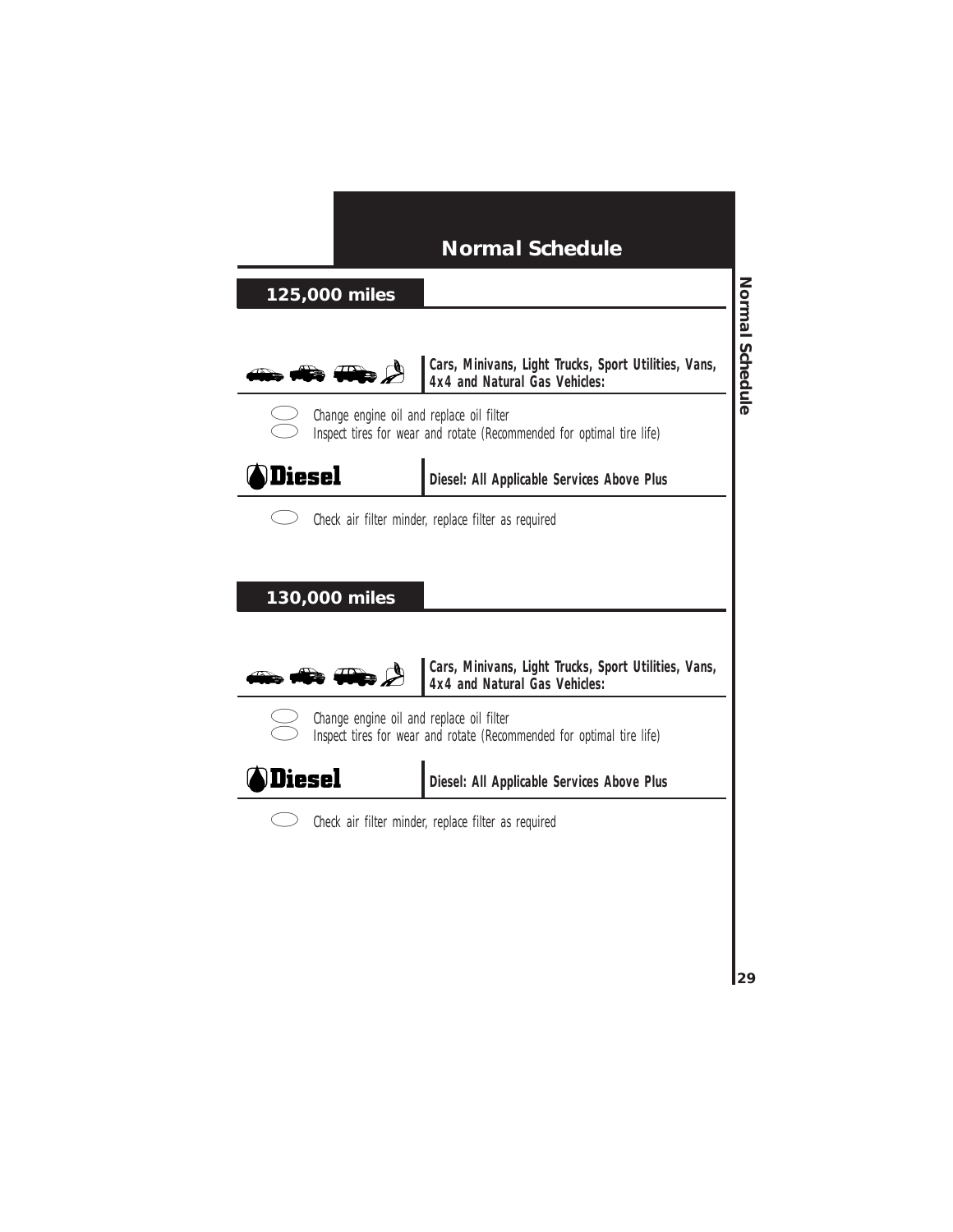# Normal Schedule

## 125,000 miles

**Cars, Minivans, Light Trucks, Sport Utilities, Vans, 4x4 and Natural Gas Vehicles:**

- Change engine oil and replace oil filter
- Inspect tires for wear and rotate (Recommended for optimal tire life)

**Diesel**

**Diesel: All Applicable Services Above Plus**

- Check air filter minder, replace filter as required

## 130,000 miles

**Cars, Minivans, Light Trucks, Sport Utilities, Vans, 4x4 and Natural Gas Vehicles:**

- Change engine oil and replace oil filter
- Inspect tires for wear and rotate (Recommended for optimal tire life)

**Diesel**

**Diesel: All Applicable Services Above Plus**

- Check air filter minder, replace filter as required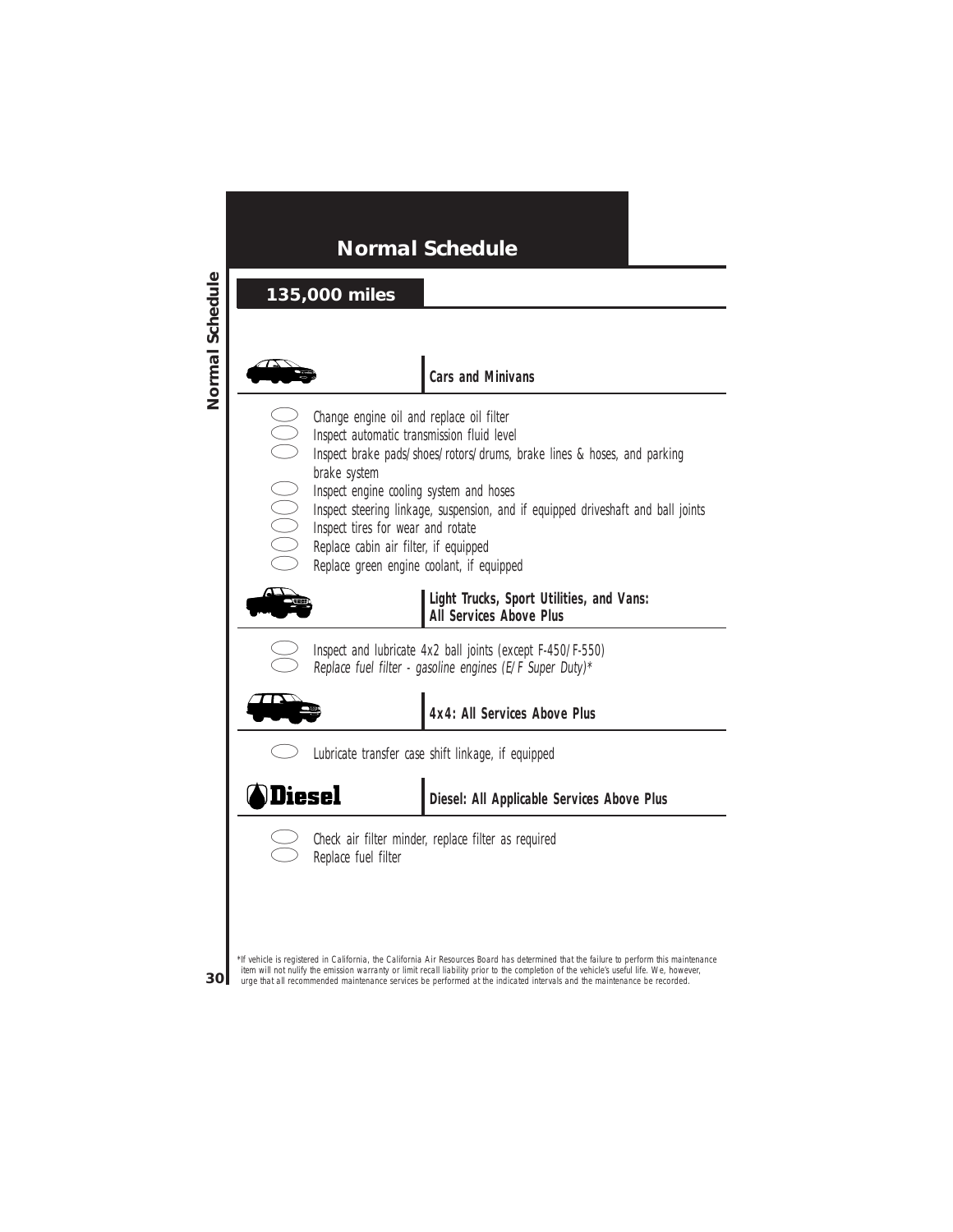# Normal Schedule

## 135,000 miles

### Cars and Minivans

- Change engine oil and replace oil filter
- Inspect automatic transmission fluid level
- Inspect brake pads/shoes/rotors/drums, brake lines & hoses, and parking brake system
- Inspect engine cooling system and hoses
- Inspect steering linkage, suspension, and if equipped driveshaft and ball joints
- Inspect tires for wear and rotate
- Replace cabin air filter, if equipped
- Replace green engine coolant, if equipped

### Light Trucks, Sport Utilities, and Vans: All Services Above Plus

- Inspect and lubricate 4x2 ball joints (except F-450/F-550)
- *Replace fuel filter - gasoline engines (E/F Super Duty)**

### 4x4: All Services Above Plus

- Lubricate transfer case shift linkage, if equipped

### Diesel: All Applicable Services Above Plus

- Check air filter minder, replace filter as required
- Replace fuel filter

*If vehicle is registered in California, the California Air Resources Board has determined that the failure to perform this maintenance item will not nulify the emission warranty or limit recall liability prior to the completion of the vehicle's useful life. We, however, urge that all recommended maintenance services be performed at the indicated intervals and the maintenance be recorded.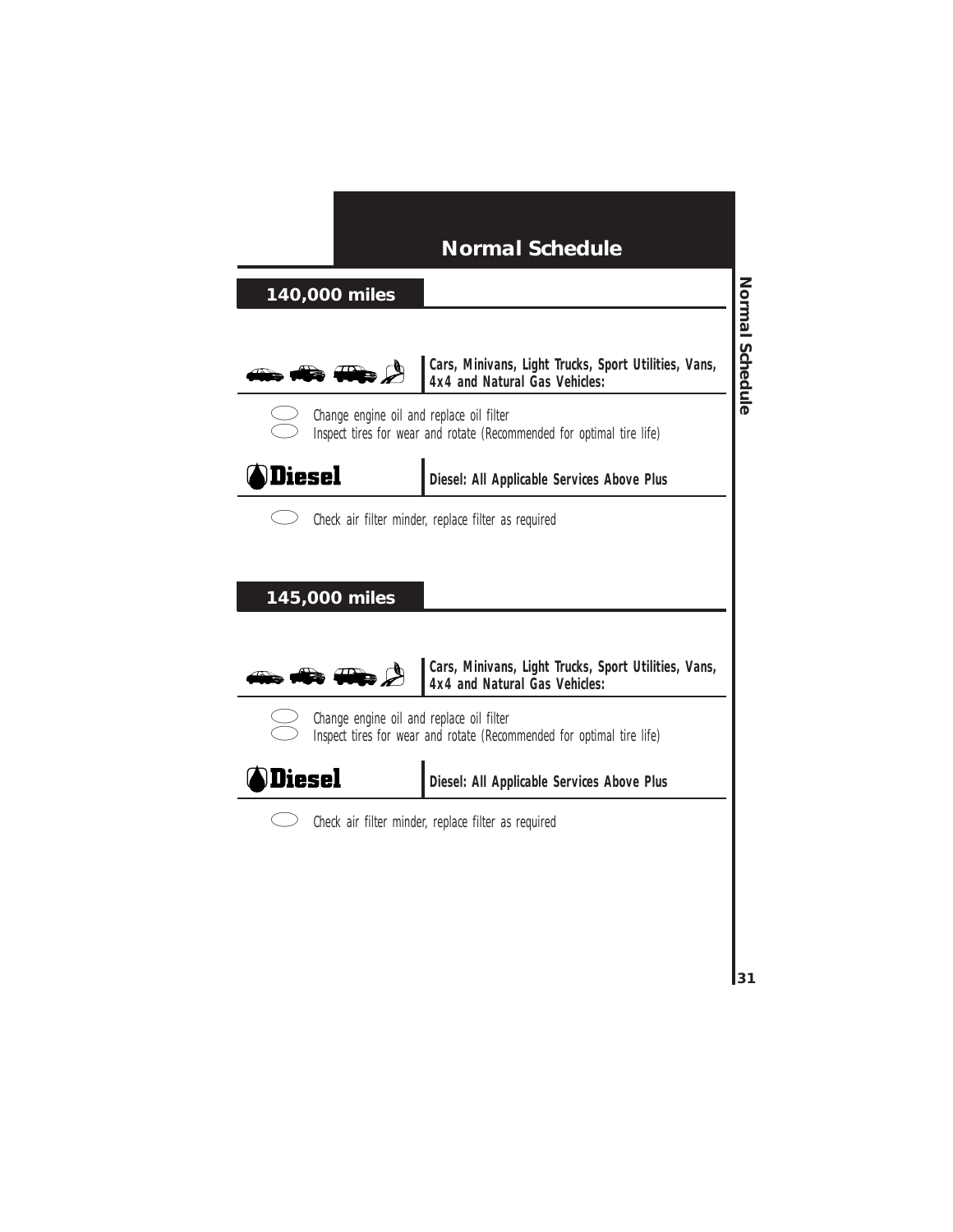# Normal Schedule

## 140,000 miles

**Cars, Minivans, Light Trucks, Sport Utilities, Vans, 4x4 and Natural Gas Vehicles:**

- Change engine oil and replace oil filter
- Inspect tires for wear and rotate (Recommended for optimal tire life)

**Diesel**

**Diesel: All Applicable Services Above Plus**

- Check air filter minder, replace filter as required

## 145,000 miles

**Cars, Minivans, Light Trucks, Sport Utilities, Vans, 4x4 and Natural Gas Vehicles:**

- Change engine oil and replace oil filter
- Inspect tires for wear and rotate (Recommended for optimal tire life)

**Diesel**

**Diesel: All Applicable Services Above Plus**

- Check air filter minder, replace filter as required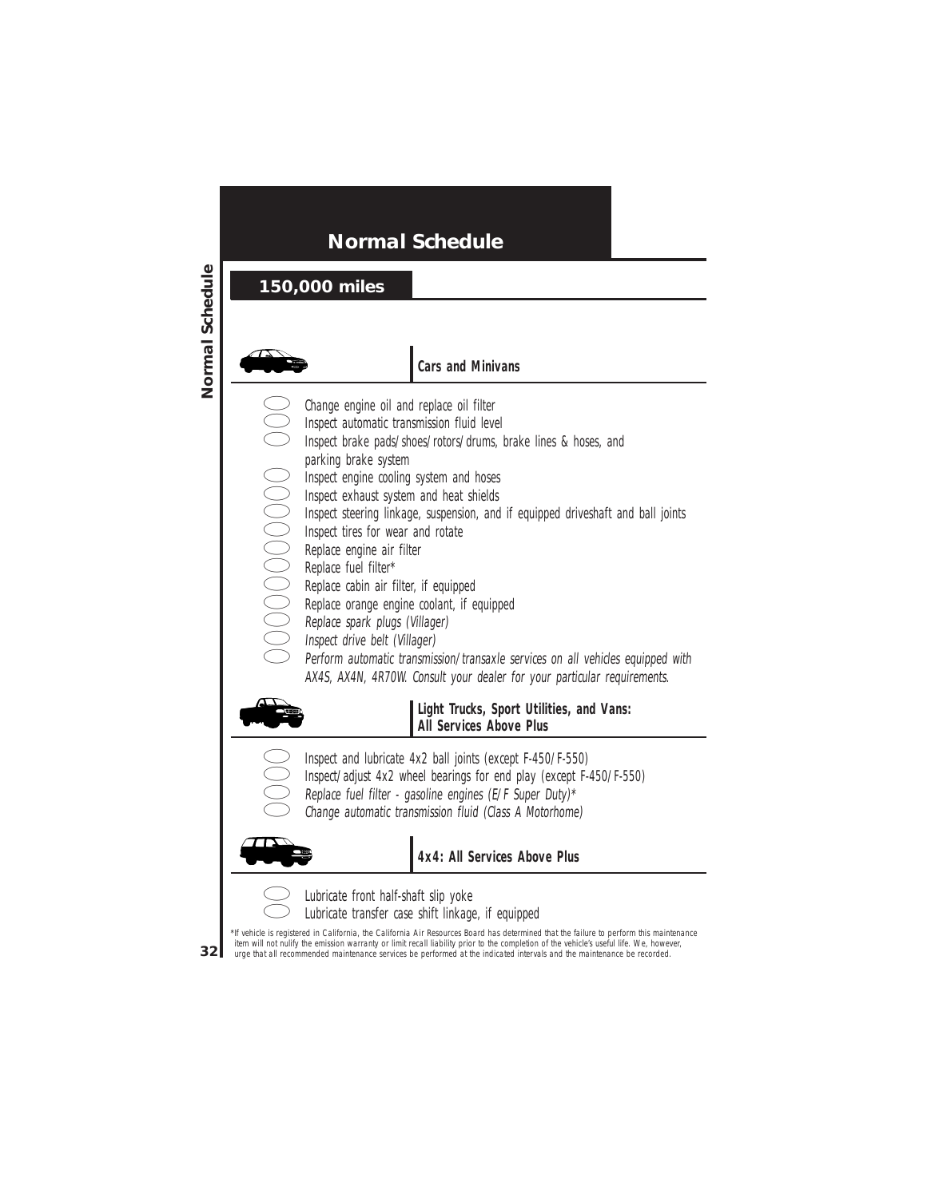# Normal Schedule

## 150,000 miles

### Cars and Minivans

- Change engine oil and replace oil filter
- Inspect automatic transmission fluid level
- Inspect brake pads/shoes/rotors/drums, brake lines & hoses, and parking brake system
- Inspect engine cooling system and hoses
- Inspect exhaust system and heat shields
- Inspect steering linkage, suspension, and if equipped driveshaft and ball joints
- Inspect tires for wear and rotate
- Replace engine air filter
- Replace fuel filter*
- Replace cabin air filter, if equipped
- Replace orange engine coolant, if equipped
- *Replace spark plugs (Villager)*
- *Inspect drive belt (Villager)*
- *Perform automatic transmission/transaxle services on all vehicles equipped with AX4S, AX4N, 4R70W. Consult your dealer for your particular requirements.*

### Light Trucks, Sport Utilities, and Vans: All Services Above Plus

- Inspect and lubricate 4x2 ball joints (except F-450/F-550)
- Inspect/adjust 4x2 wheel bearings for end play (except F-450/F-550)
- *Replace fuel filter - gasoline engines (E/F Super Duty)**
- *Change automatic transmission fluid (Class A Motorhome)*

### 4x4: All Services Above Plus

- Lubricate front half-shaft slip yoke
- Lubricate transfer case shift linkage, if equipped

*If vehicle is registered in California, the California Air Resources Board has determined that the failure to perform this maintenance item will not nulify the emission warranty or limit recall liability prior to the completion of the vehicle's useful life. We, however, urge that all recommended maintenance services be performed at the indicated intervals and the maintenance be recorded.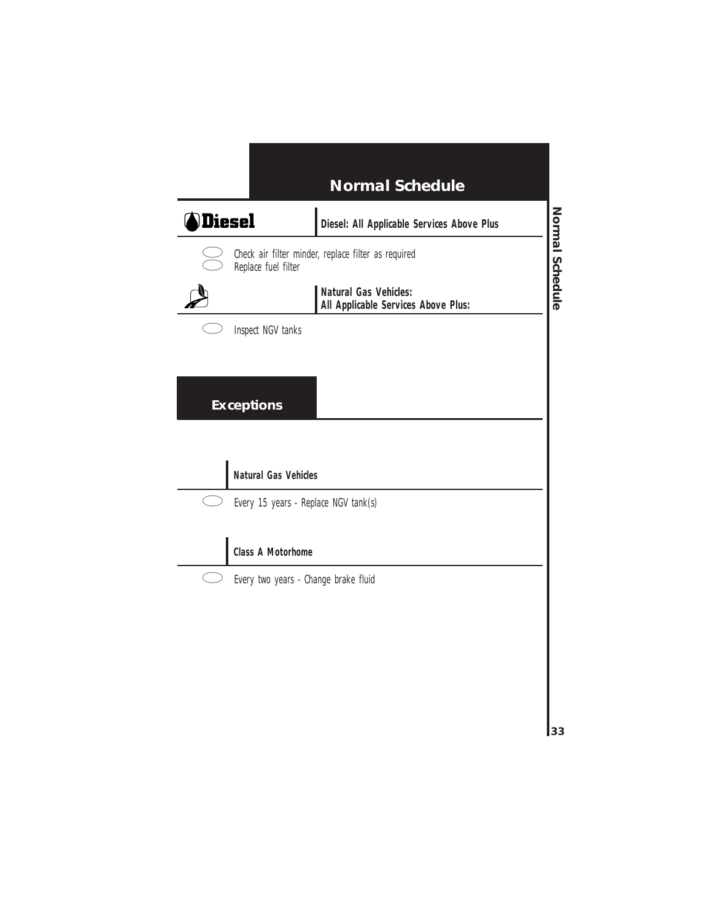## Normal Schedule

**Diesel**

**Diesel: All Applicable Services Above Plus**

- Check air filter minder, replace filter as required
- Replace fuel filter

**Natural Gas Vehicles:**
**All Applicable Services Above Plus:**

- Inspect NGV tanks

## Exceptions

**Natural Gas Vehicles**

- Every 15 years - Replace NGV tank(s)

**Class A Motorhome**

- Every two years - Change brake fluid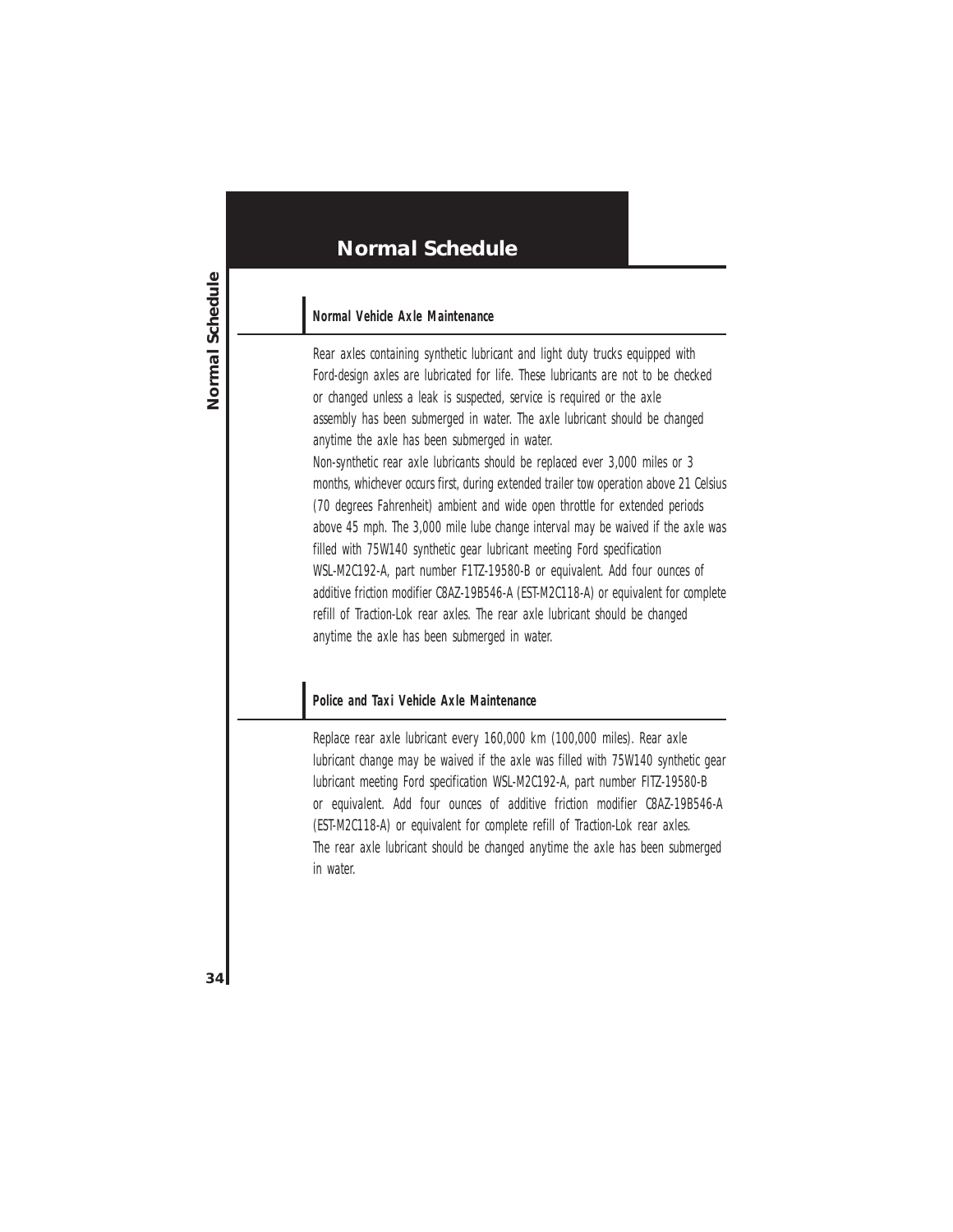# Normal Schedule

## Normal Vehicle Axle Maintenance

Rear axles containing synthetic lubricant and light duty trucks equipped with Ford-design axles are lubricated for life. These lubricants are not to be checked or changed unless a leak is suspected, service is required or the axle assembly has been submerged in water. The axle lubricant should be changed anytime the axle has been submerged in water.

Non-synthetic rear axle lubricants should be replaced ever 3,000 miles or 3 months, whichever occurs first, during extended trailer tow operation above 21 Celsius (70 degrees Fahrenheit) ambient and wide open throttle for extended periods above 45 mph. The 3,000 mile lube change interval may be waived if the axle was filled with 75W140 synthetic gear lubricant meeting Ford specification WSL-M2C192-A, part number F1TZ-19580-B or equivalent. Add four ounces of additive friction modifier C8AZ-19B546-A (EST-M2C118-A) or equivalent for complete refill of Traction-Lok rear axles. The rear axle lubricant should be changed anytime the axle has been submerged in water.

## Police and Taxi Vehicle Axle Maintenance

Replace rear axle lubricant every 160,000 km (100,000 miles). Rear axle lubricant change may be waived if the axle was filled with 75W140 synthetic gear lubricant meeting Ford specification WSL-M2C192-A, part number FITZ-19580-B or equivalent. Add four ounces of additive friction modifier C8AZ-19B546-A (EST-M2C118-A) or equivalent for complete refill of Traction-Lok rear axles. The rear axle lubricant should be changed anytime the axle has been submerged in water.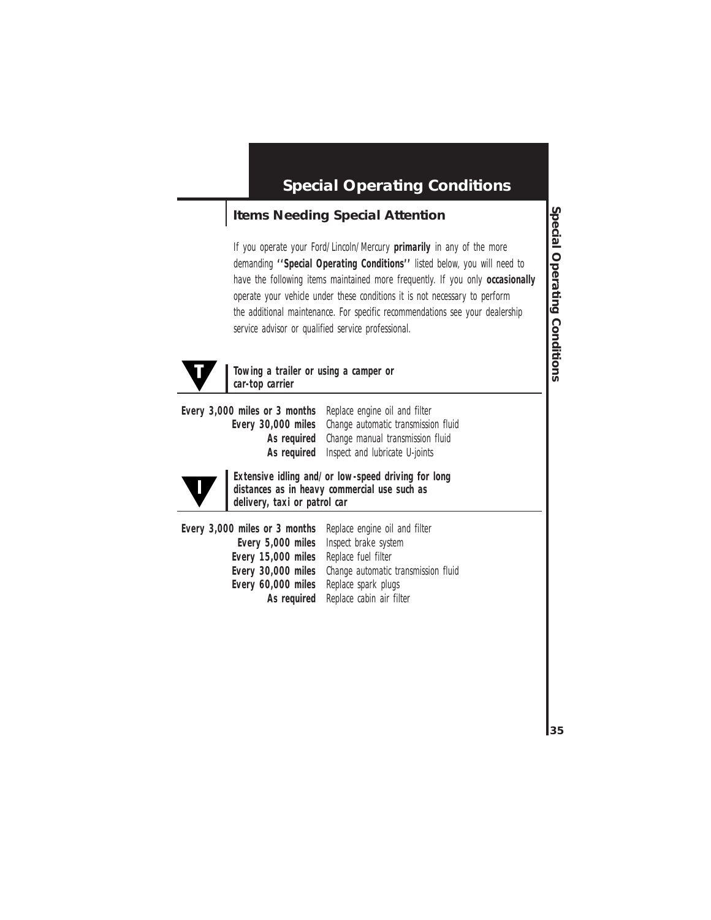# Special Operating Conditions

## Items Needing Special Attention

If you operate your Ford/Lincoln/Mercury **primarily** in any of the more demanding **''Special Operating Conditions''** listed below, you will need to have the following items maintained more frequently. If you only **occasionally** operate your vehicle under these conditions it is not necessary to perform the additional maintenance. For specific recommendations see your dealership service advisor or qualified service professional.

### T — Towing a trailer or using a camper or car-top carrier

| | |
|---|---|
| **Every 3,000 miles or 3 months** | Replace engine oil and filter |
| **Every 30,000 miles** | Change automatic transmission fluid |
| **As required** | Change manual transmission fluid |
| **As required** | Inspect and lubricate U-joints |

### I — Extensive idling and/or low-speed driving for long distances as in heavy commercial use such as delivery, taxi or patrol car

| | |
|---|---|
| **Every 3,000 miles or 3 months** | Replace engine oil and filter |
| **Every 5,000 miles** | Inspect brake system |
| **Every 15,000 miles** | Replace fuel filter |
| **Every 30,000 miles** | Change automatic transmission fluid |
| **Every 60,000 miles** | Replace spark plugs |
| **As required** | Replace cabin air filter |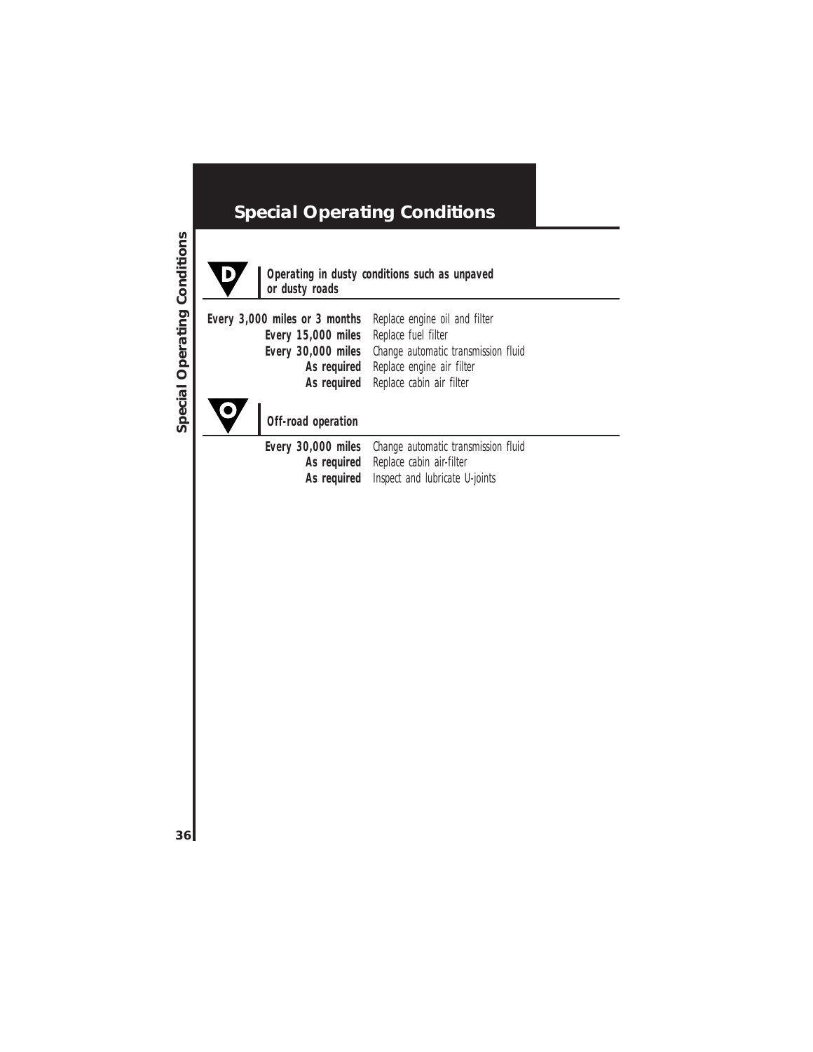# Special Operating Conditions

## D — Operating in dusty conditions such as unpaved or dusty roads

| | |
|---|---|
| **Every 3,000 miles or 3 months** | Replace engine oil and filter |
| **Every 15,000 miles** | Replace fuel filter |
| **Every 30,000 miles** | Change automatic transmission fluid |
| **As required** | Replace engine air filter |
| **As required** | Replace cabin air filter |

## O — Off-road operation

| | |
|---|---|
| **Every 30,000 miles** | Change automatic transmission fluid |
| **As required** | Replace cabin air-filter |
| **As required** | Inspect and lubricate U-joints |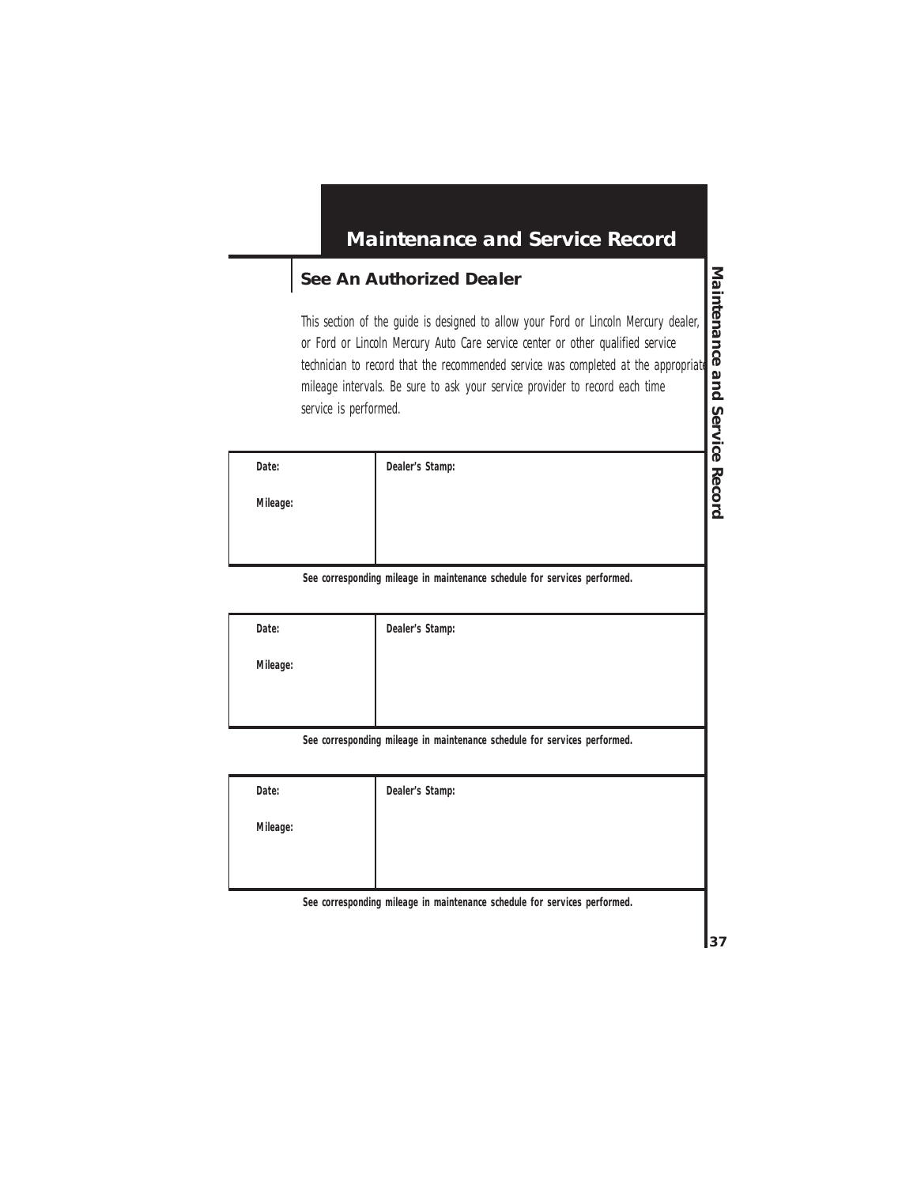# Maintenance and Service Record

## See An Authorized Dealer

This section of the guide is designed to allow your Ford or Lincoln Mercury dealer, or Ford or Lincoln Mercury Auto Care service center or other qualified service technician to record that the recommended service was completed at the appropriate mileage intervals. Be sure to ask your service provider to record each time service is performed.

| Date:<br><br>Mileage: | Dealer's Stamp: |
|---|---|

**See corresponding mileage in maintenance schedule for services performed.**

| Date:<br><br>Mileage: | Dealer's Stamp: |
|---|---|

**See corresponding mileage in maintenance schedule for services performed.**

| Date:<br><br>Mileage: | Dealer's Stamp: |
|---|---|

**See corresponding mileage in maintenance schedule for services performed.**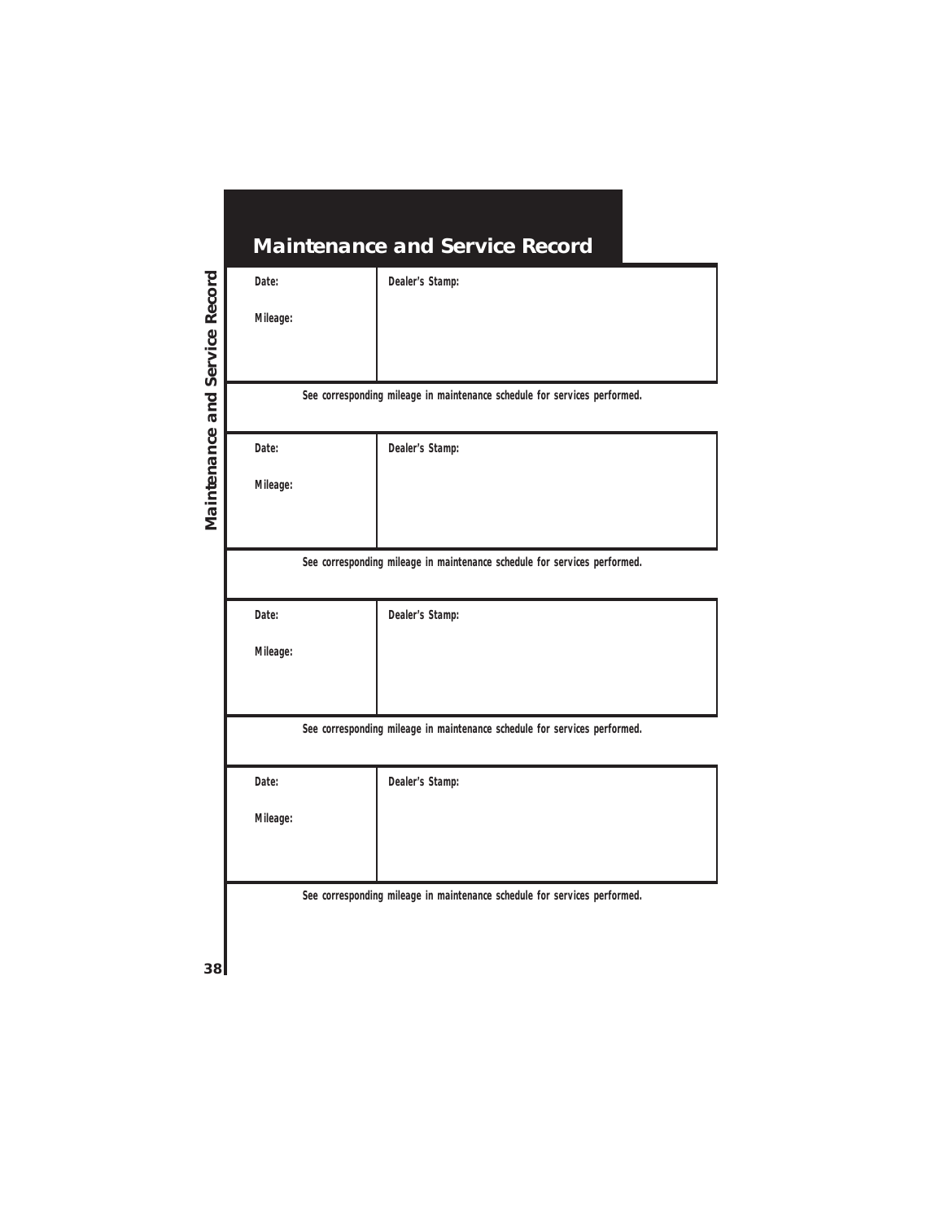# Maintenance and Service Record

| Date: | Dealer's Stamp: |
|---|---|
| Mileage: | |

See corresponding mileage in maintenance schedule for services performed.

| Date: | Dealer's Stamp: |
|---|---|
| Mileage: | |

See corresponding mileage in maintenance schedule for services performed.

| Date: | Dealer's Stamp: |
|---|---|
| Mileage: | |

See corresponding mileage in maintenance schedule for services performed.

| Date: | Dealer's Stamp: |
|---|---|
| Mileage: | |

See corresponding mileage in maintenance schedule for services performed.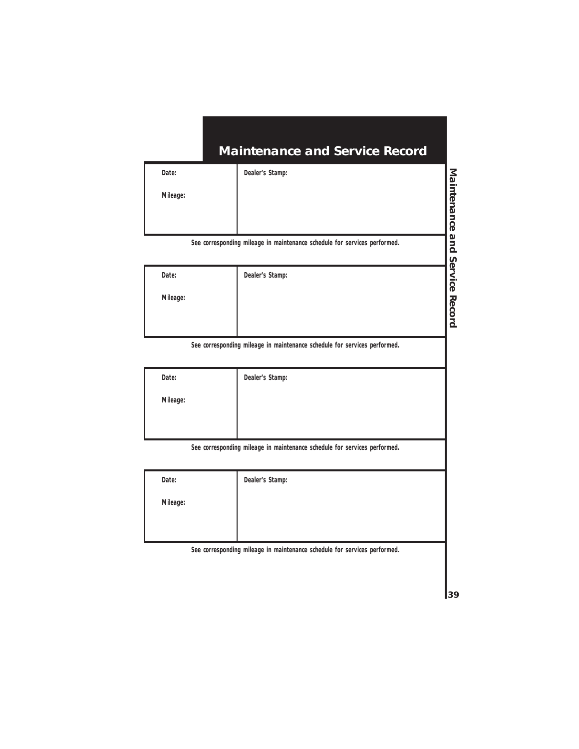# Maintenance and Service Record

| Date:<br><br>Mileage: | Dealer's Stamp: |
|---|---|

**See corresponding mileage in maintenance schedule for services performed.**

| Date:<br><br>Mileage: | Dealer's Stamp: |
|---|---|

**See corresponding mileage in maintenance schedule for services performed.**

| Date:<br><br>Mileage: | Dealer's Stamp: |
|---|---|

**See corresponding mileage in maintenance schedule for services performed.**

| Date:<br><br>Mileage: | Dealer's Stamp: |
|---|---|

**See corresponding mileage in maintenance schedule for services performed.**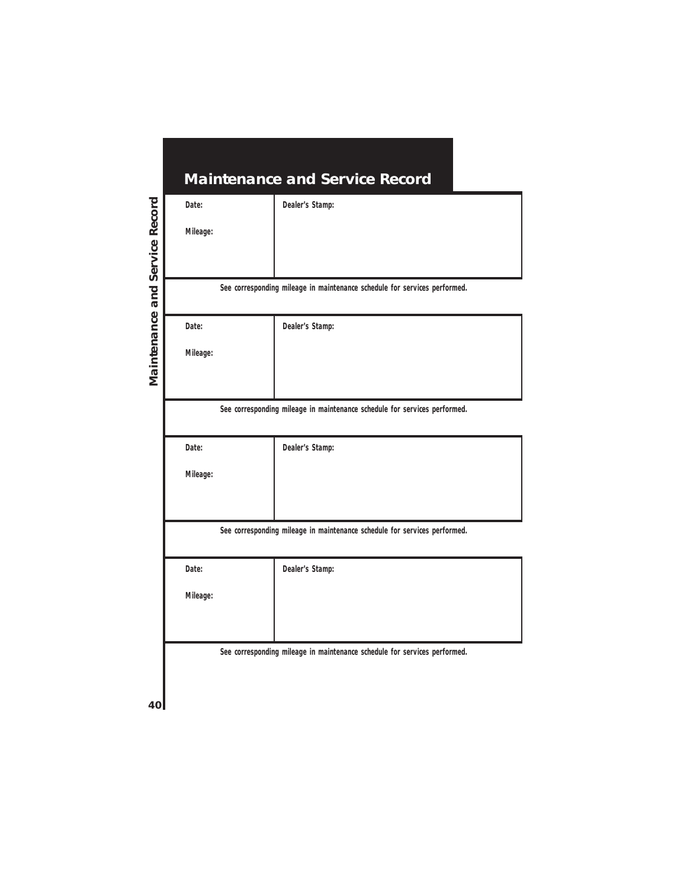# Maintenance and Service Record

| Date:<br><br>Mileage: | Dealer's Stamp: |
|---|---|

See corresponding mileage in maintenance schedule for services performed.

| Date:<br><br>Mileage: | Dealer's Stamp: |
|---|---|

See corresponding mileage in maintenance schedule for services performed.

| Date:<br><br>Mileage: | Dealer's Stamp: |
|---|---|

See corresponding mileage in maintenance schedule for services performed.

| Date:<br><br>Mileage: | Dealer's Stamp: |
|---|---|

See corresponding mileage in maintenance schedule for services performed.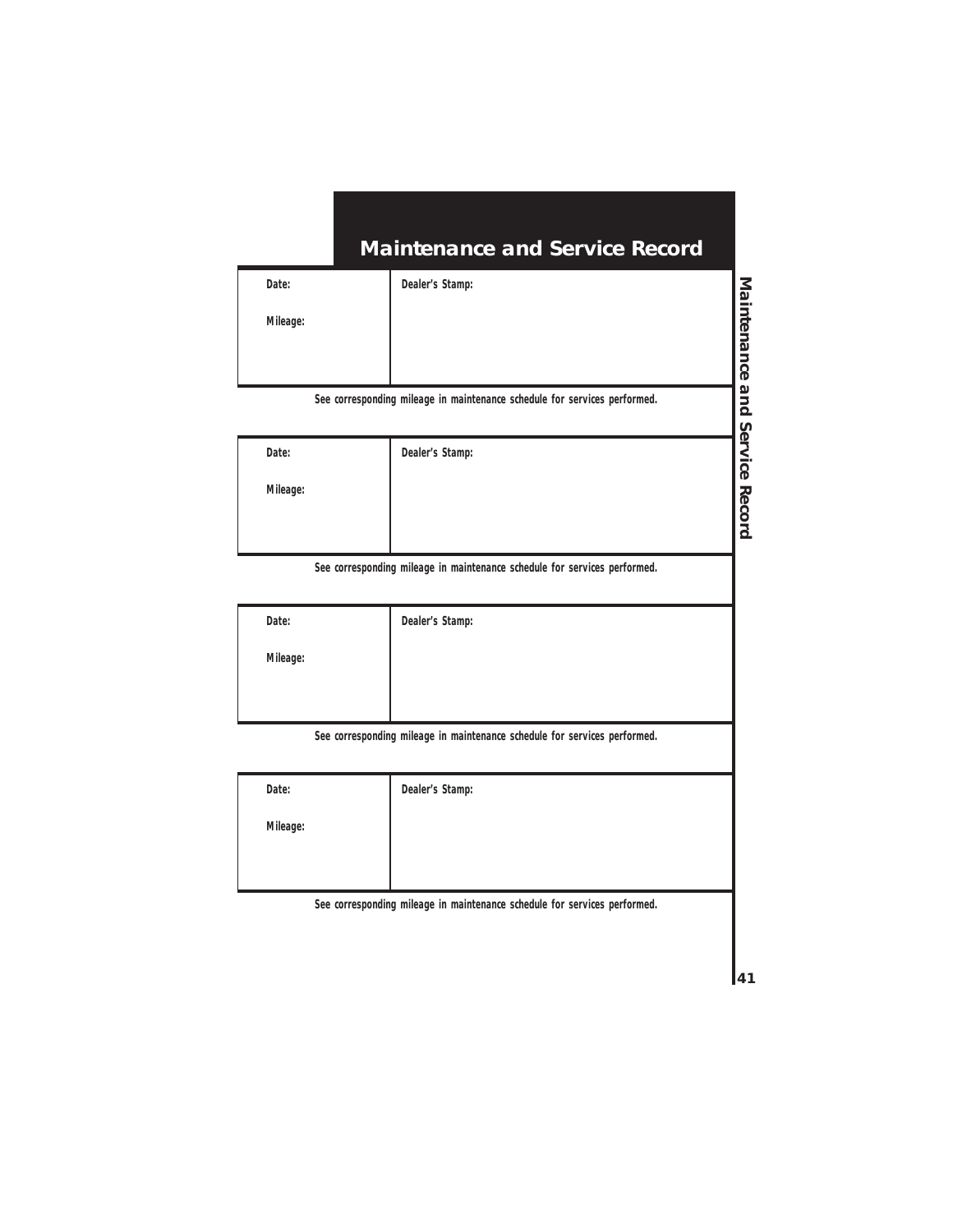# Maintenance and Service Record

| Date: | Dealer's Stamp: |
|---|---|
| Mileage: | |

See corresponding mileage in maintenance schedule for services performed.

| Date: | Dealer's Stamp: |
|---|---|
| Mileage: | |

See corresponding mileage in maintenance schedule for services performed.

| Date: | Dealer's Stamp: |
|---|---|
| Mileage: | |

See corresponding mileage in maintenance schedule for services performed.

| Date: | Dealer's Stamp: |
|---|---|
| Mileage: | |

See corresponding mileage in maintenance schedule for services performed.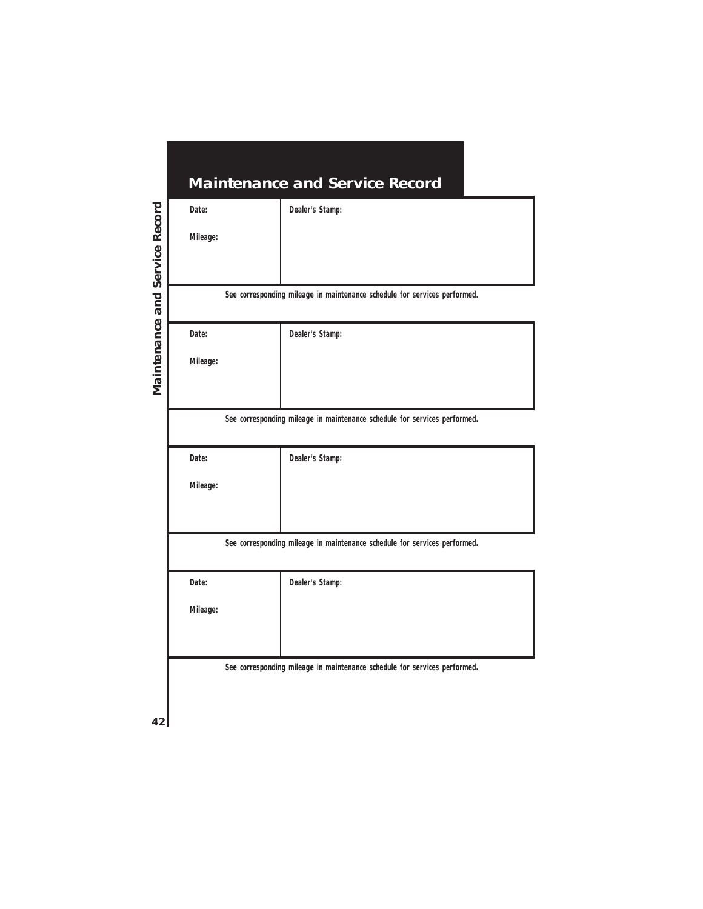# Maintenance and Service Record

| Date:<br><br>Mileage: | Dealer's Stamp: |
| --- | --- |

**See corresponding mileage in maintenance schedule for services performed.**

| Date:<br><br>Mileage: | Dealer's Stamp: |
| --- | --- |

**See corresponding mileage in maintenance schedule for services performed.**

| Date:<br><br>Mileage: | Dealer's Stamp: |
| --- | --- |

**See corresponding mileage in maintenance schedule for services performed.**

| Date:<br><br>Mileage: | Dealer's Stamp: |
| --- | --- |

**See corresponding mileage in maintenance schedule for services performed.**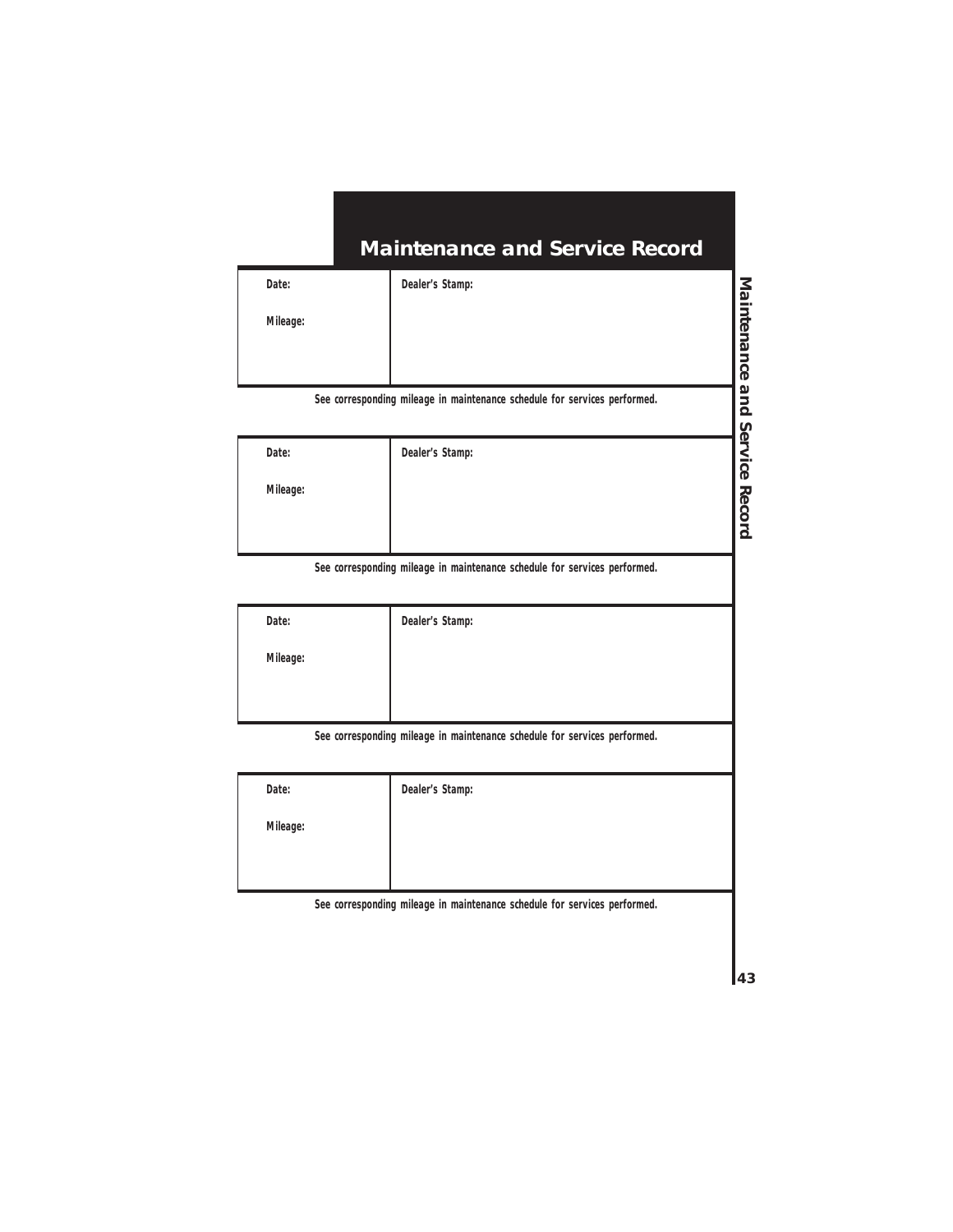# Maintenance and Service Record

| Date:<br><br>Mileage: | Dealer's Stamp: |
| --- | --- |

**See corresponding mileage in maintenance schedule for services performed.**

| Date:<br><br>Mileage: | Dealer's Stamp: |
| --- | --- |

**See corresponding mileage in maintenance schedule for services performed.**

| Date:<br><br>Mileage: | Dealer's Stamp: |
| --- | --- |

**See corresponding mileage in maintenance schedule for services performed.**

| Date:<br><br>Mileage: | Dealer's Stamp: |
| --- | --- |

**See corresponding mileage in maintenance schedule for services performed.**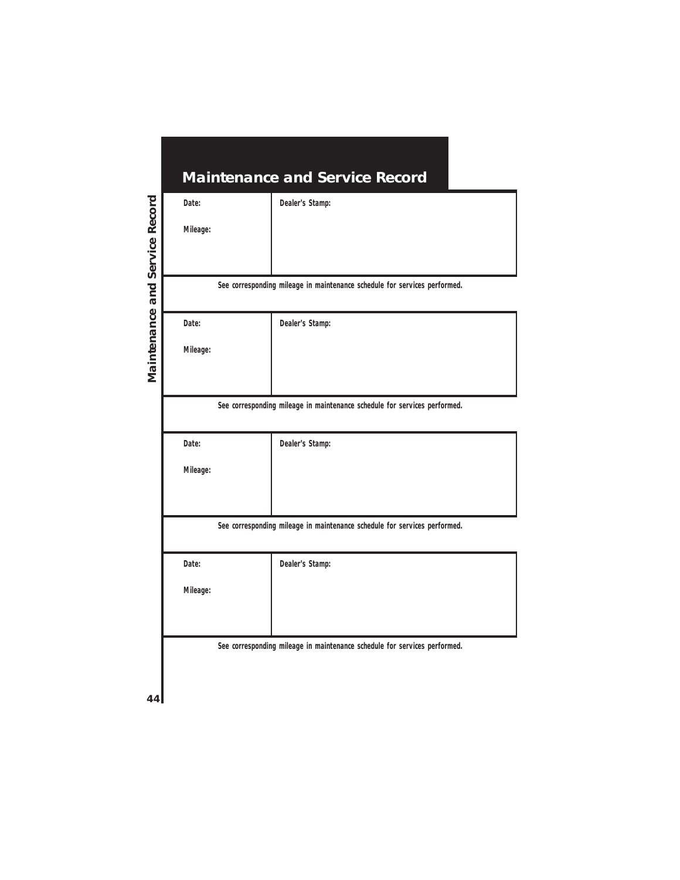# Maintenance and Service Record

| Date:<br><br>Mileage: | Dealer's Stamp: |
|---|---|

See corresponding mileage in maintenance schedule for services performed.

| Date:<br><br>Mileage: | Dealer's Stamp: |
|---|---|

See corresponding mileage in maintenance schedule for services performed.

| Date:<br><br>Mileage: | Dealer's Stamp: |
|---|---|

See corresponding mileage in maintenance schedule for services performed.

| Date:<br><br>Mileage: | Dealer's Stamp: |
|---|---|

See corresponding mileage in maintenance schedule for services performed.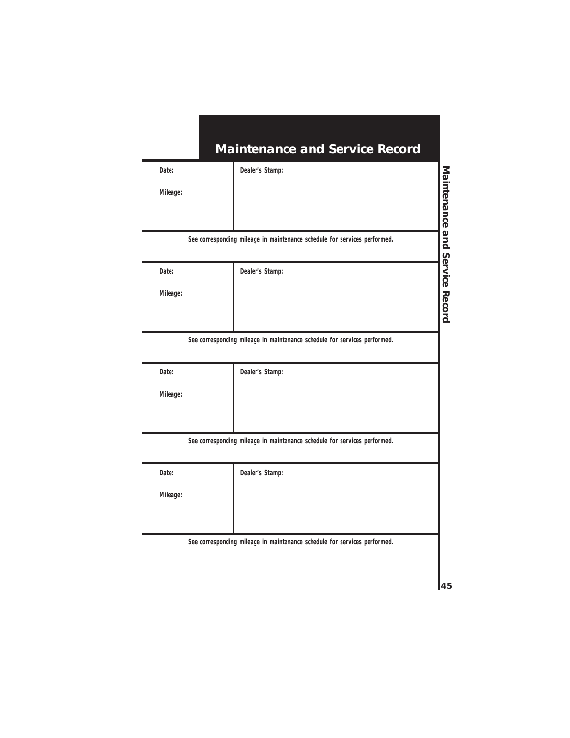# Maintenance and Service Record

| Date: | Dealer's Stamp: |
|---|---|
| Mileage: | |

See corresponding mileage in maintenance schedule for services performed.

| Date: | Dealer's Stamp: |
|---|---|
| Mileage: | |

See corresponding mileage in maintenance schedule for services performed.

| Date: | Dealer's Stamp: |
|---|---|
| Mileage: | |

See corresponding mileage in maintenance schedule for services performed.

| Date: | Dealer's Stamp: |
|---|---|
| Mileage: | |

See corresponding mileage in maintenance schedule for services performed.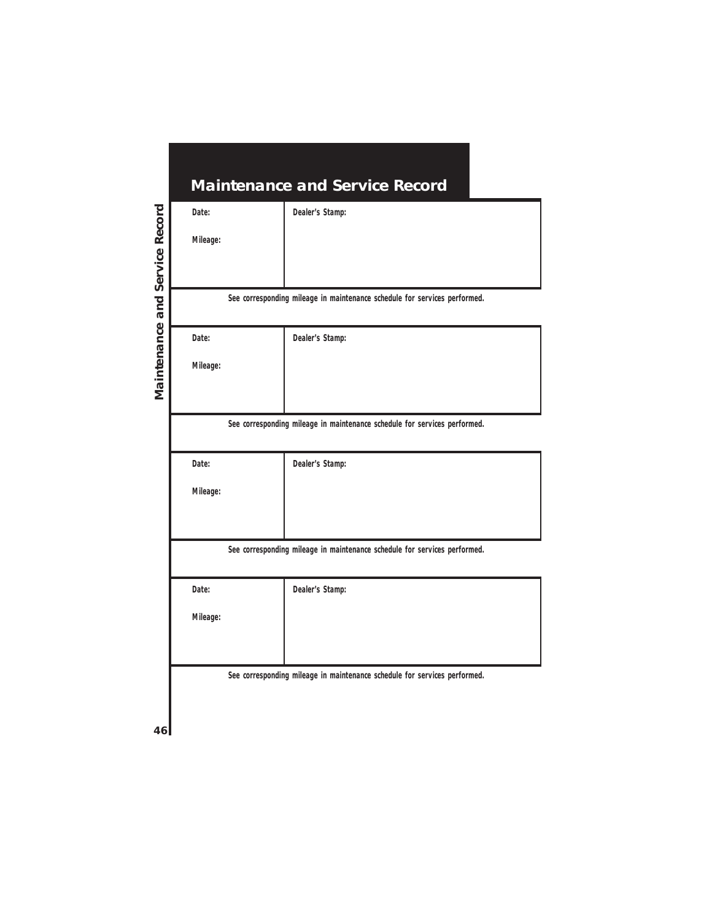# Maintenance and Service Record

| Date:<br><br>Mileage: | Dealer's Stamp: |
|---|---|

See corresponding mileage in maintenance schedule for services performed.

| Date:<br><br>Mileage: | Dealer's Stamp: |
|---|---|

See corresponding mileage in maintenance schedule for services performed.

| Date:<br><br>Mileage: | Dealer's Stamp: |
|---|---|

See corresponding mileage in maintenance schedule for services performed.

| Date:<br><br>Mileage: | Dealer's Stamp: |
|---|---|

See corresponding mileage in maintenance schedule for services performed.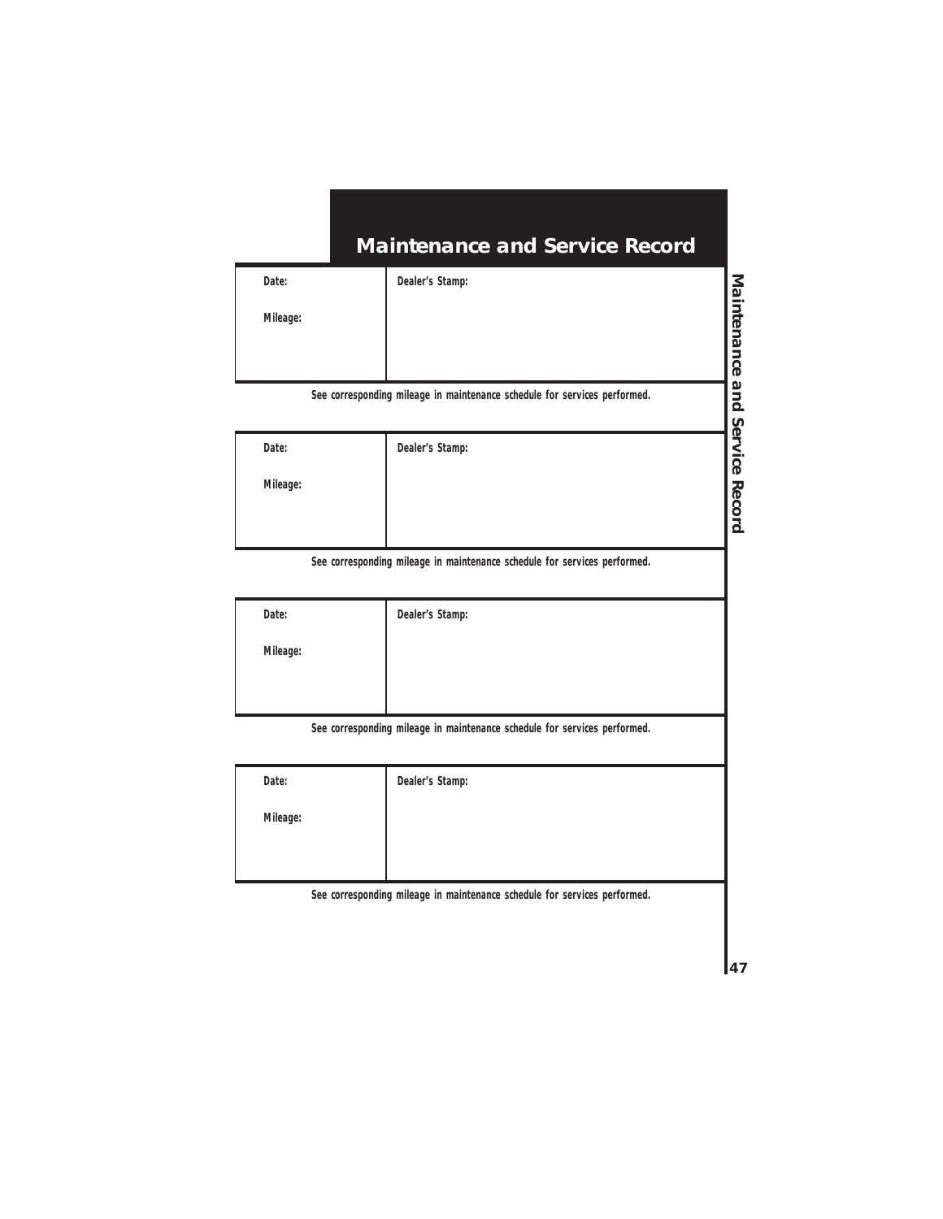# Maintenance and Service Record

| Date: | Dealer's Stamp: |
|---|---|
| Mileage: | |

See corresponding mileage in maintenance schedule for services performed.

| Date: | Dealer's Stamp: |
|---|---|
| Mileage: | |

See corresponding mileage in maintenance schedule for services performed.

| Date: | Dealer's Stamp: |
|---|---|
| Mileage: | |

See corresponding mileage in maintenance schedule for services performed.

| Date: | Dealer's Stamp: |
|---|---|
| Mileage: | |

See corresponding mileage in maintenance schedule for services performed.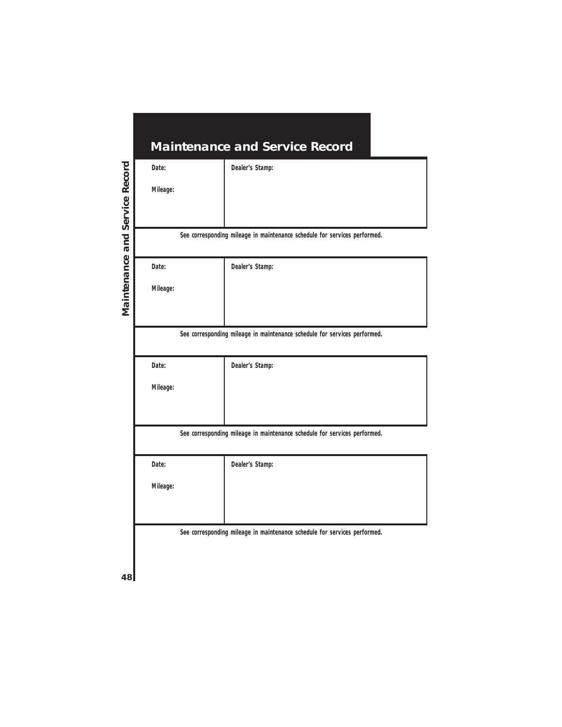# Maintenance and Service Record

| | |
|---|---|
| **Date:**<br><br>**Mileage:** | **Dealer's Stamp:** |

**See corresponding mileage in maintenance schedule for services performed.**

| | |
|---|---|
| **Date:**<br><br>**Mileage:** | **Dealer's Stamp:** |

**See corresponding mileage in maintenance schedule for services performed.**

| | |
|---|---|
| **Date:**<br><br>**Mileage:** | **Dealer's Stamp:** |

**See corresponding mileage in maintenance schedule for services performed.**

| | |
|---|---|
| **Date:**<br><br>**Mileage:** | **Dealer's Stamp:** |

**See corresponding mileage in maintenance schedule for services performed.**